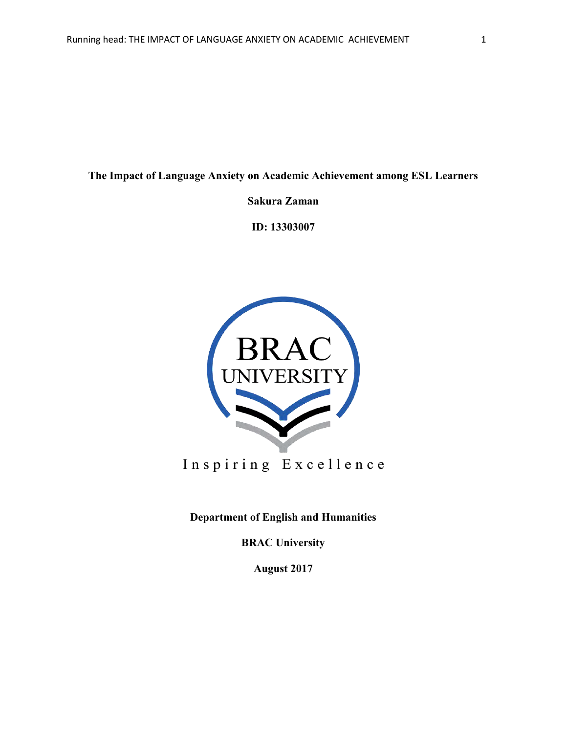**The Impact of Language Anxiety on Academic Achievement among ESL Learners**

**Sakura Zaman**

**ID: 13303007**

**Department of English and Humanities**

**BRAC University**

**August 2017**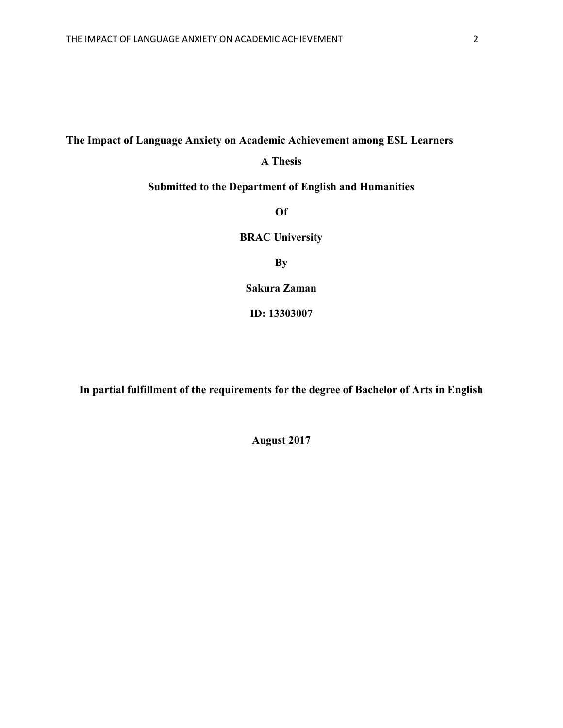**The Impact of Language Anxiety on Academic Achievement among ESL Learners**

**A Thesis**

**Submitted to the Department of English and Humanities**

**Of**

**BRAC University**

**By**

**Sakura Zaman**

**ID: 13303007**

**In partial fulfillment of the requirements for the degree of Bachelor of Arts in English**

**August 2017**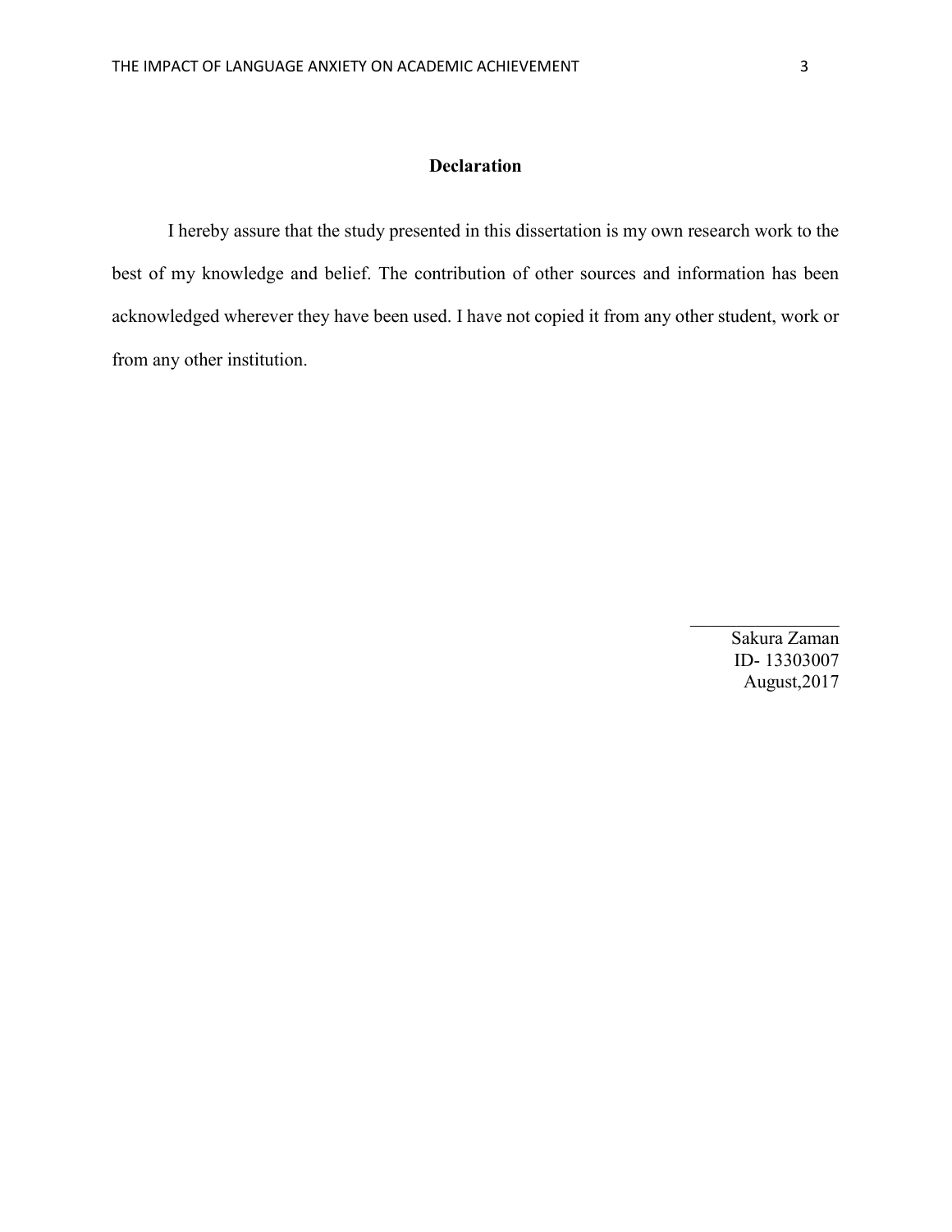# Declaration

I hereby assure that the study presented in this dissertation is my own research work to the best of my knowledge and belief. The contribution of other sources and information has been acknowledged wherever they have been used. I have not copied it from any other student, work or from any other institution.

Sakura Zaman
ID- 13303007
August,2017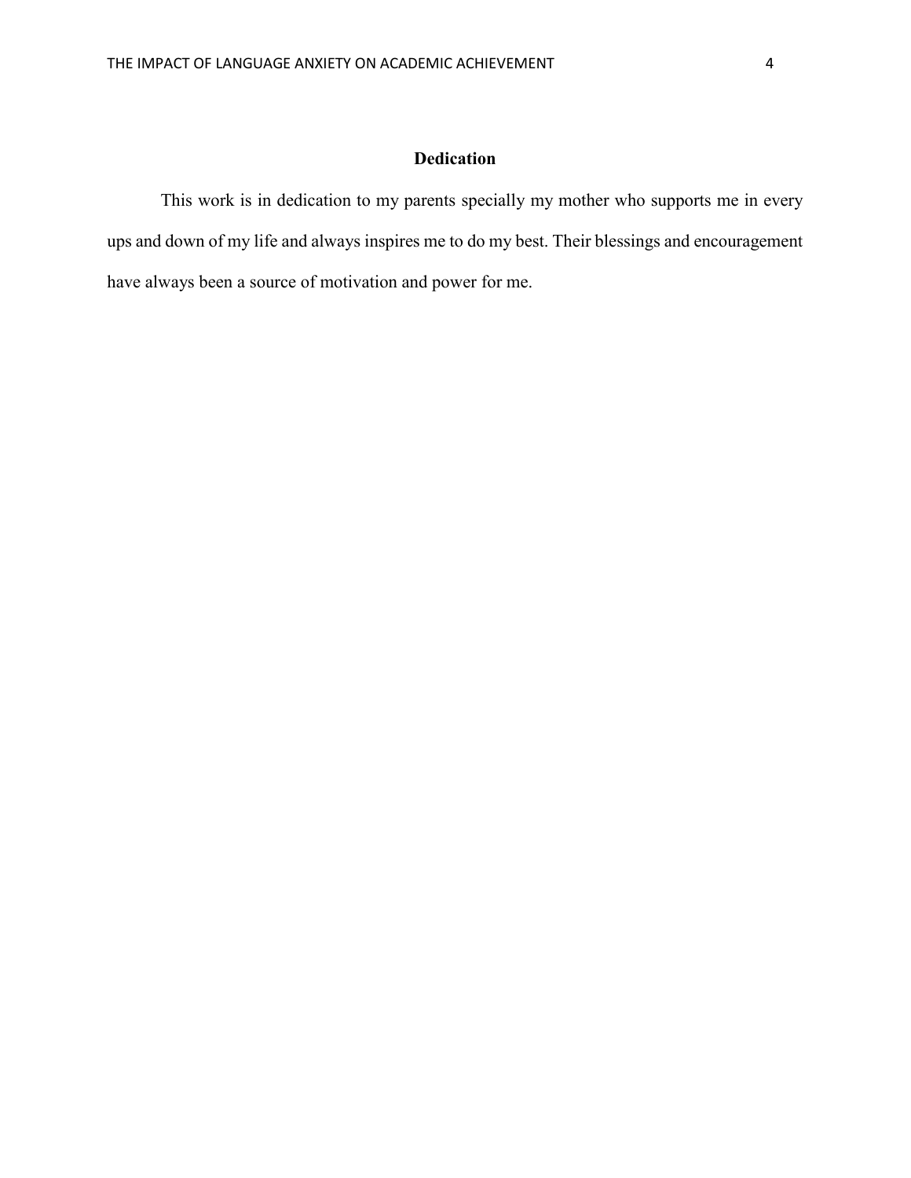# Dedication

This work is in dedication to my parents specially my mother who supports me in every ups and down of my life and always inspires me to do my best. Their blessings and encouragement have always been a source of motivation and power for me.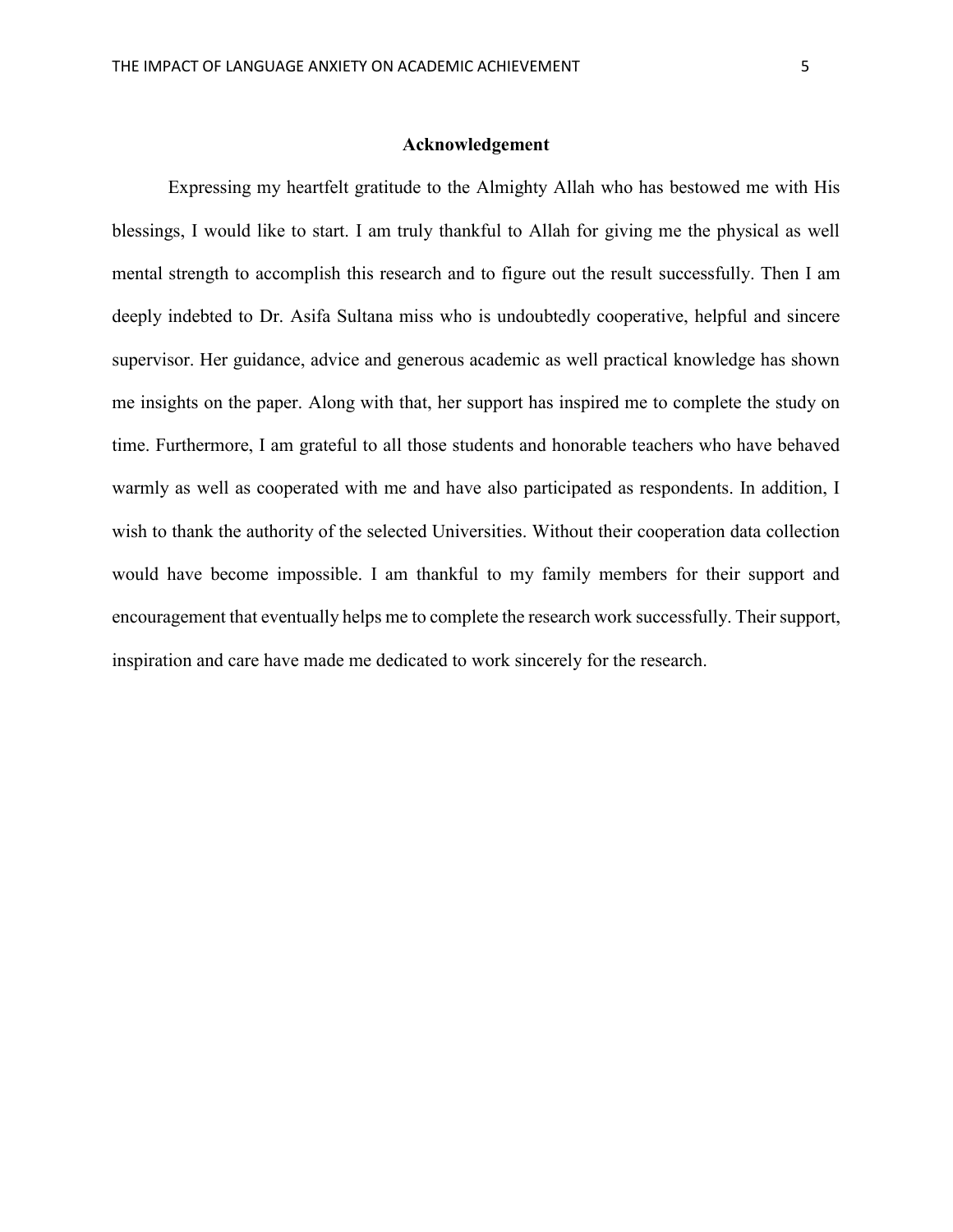## Acknowledgement

Expressing my heartfelt gratitude to the Almighty Allah who has bestowed me with His blessings, I would like to start. I am truly thankful to Allah for giving me the physical as well mental strength to accomplish this research and to figure out the result successfully. Then I am deeply indebted to Dr. Asifa Sultana miss who is undoubtedly cooperative, helpful and sincere supervisor. Her guidance, advice and generous academic as well practical knowledge has shown me insights on the paper. Along with that, her support has inspired me to complete the study on time. Furthermore, I am grateful to all those students and honorable teachers who have behaved warmly as well as cooperated with me and have also participated as respondents. In addition, I wish to thank the authority of the selected Universities. Without their cooperation data collection would have become impossible. I am thankful to my family members for their support and encouragement that eventually helps me to complete the research work successfully. Their support, inspiration and care have made me dedicated to work sincerely for the research.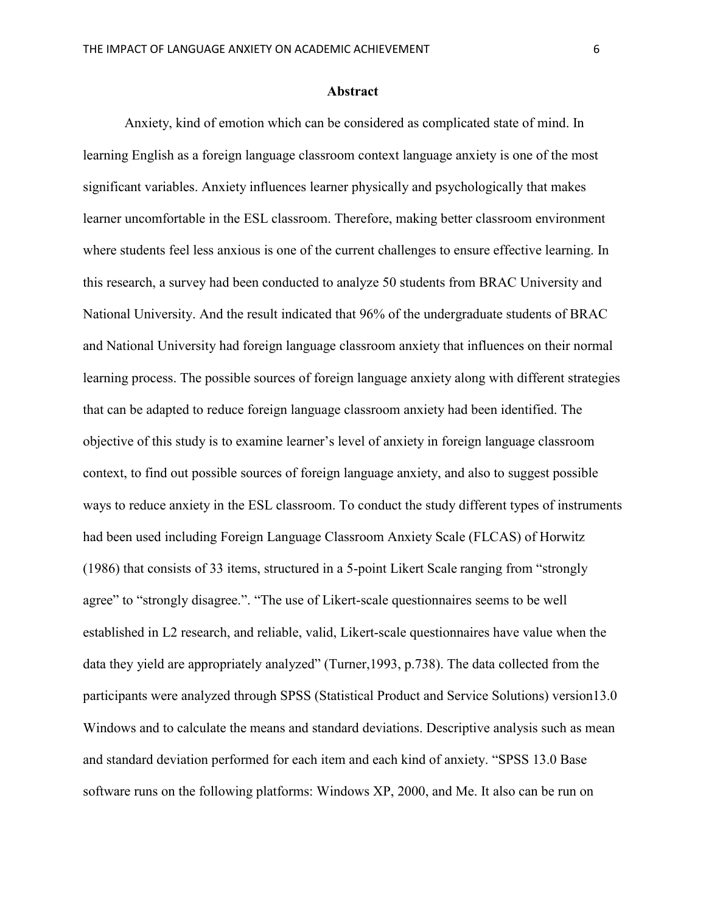## Abstract

Anxiety, kind of emotion which can be considered as complicated state of mind. In learning English as a foreign language classroom context language anxiety is one of the most significant variables. Anxiety influences learner physically and psychologically that makes learner uncomfortable in the ESL classroom. Therefore, making better classroom environment where students feel less anxious is one of the current challenges to ensure effective learning. In this research, a survey had been conducted to analyze 50 students from BRAC University and National University. And the result indicated that 96% of the undergraduate students of BRAC and National University had foreign language classroom anxiety that influences on their normal learning process. The possible sources of foreign language anxiety along with different strategies that can be adapted to reduce foreign language classroom anxiety had been identified. The objective of this study is to examine learner's level of anxiety in foreign language classroom context, to find out possible sources of foreign language anxiety, and also to suggest possible ways to reduce anxiety in the ESL classroom. To conduct the study different types of instruments had been used including Foreign Language Classroom Anxiety Scale (FLCAS) of Horwitz (1986) that consists of 33 items, structured in a 5-point Likert Scale ranging from "strongly agree" to "strongly disagree.". "The use of Likert-scale questionnaires seems to be well established in L2 research, and reliable, valid, Likert-scale questionnaires have value when the data they yield are appropriately analyzed" (Turner,1993, p.738). The data collected from the participants were analyzed through SPSS (Statistical Product and Service Solutions) version13.0 Windows and to calculate the means and standard deviations. Descriptive analysis such as mean and standard deviation performed for each item and each kind of anxiety. "SPSS 13.0 Base software runs on the following platforms: Windows XP, 2000, and Me. It also can be run on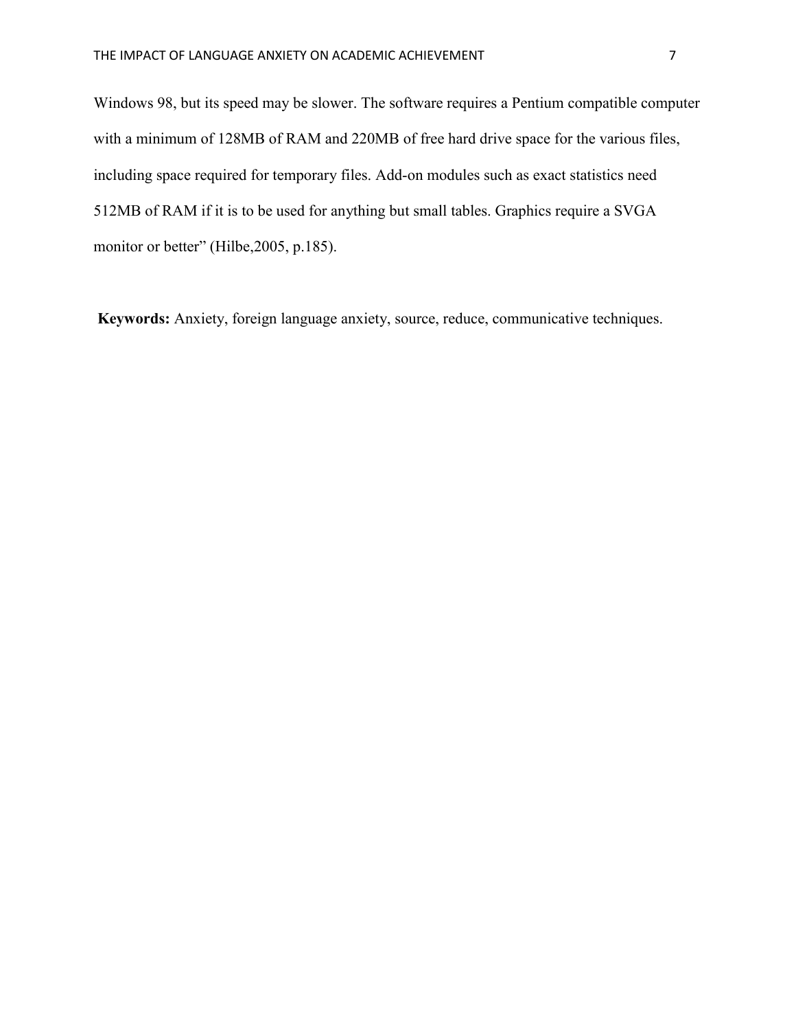Windows 98, but its speed may be slower. The software requires a Pentium compatible computer with a minimum of 128MB of RAM and 220MB of free hard drive space for the various files, including space required for temporary files. Add-on modules such as exact statistics need 512MB of RAM if it is to be used for anything but small tables. Graphics require a SVGA monitor or better" (Hilbe,2005, p.185).

**Keywords:** Anxiety, foreign language anxiety, source, reduce, communicative techniques.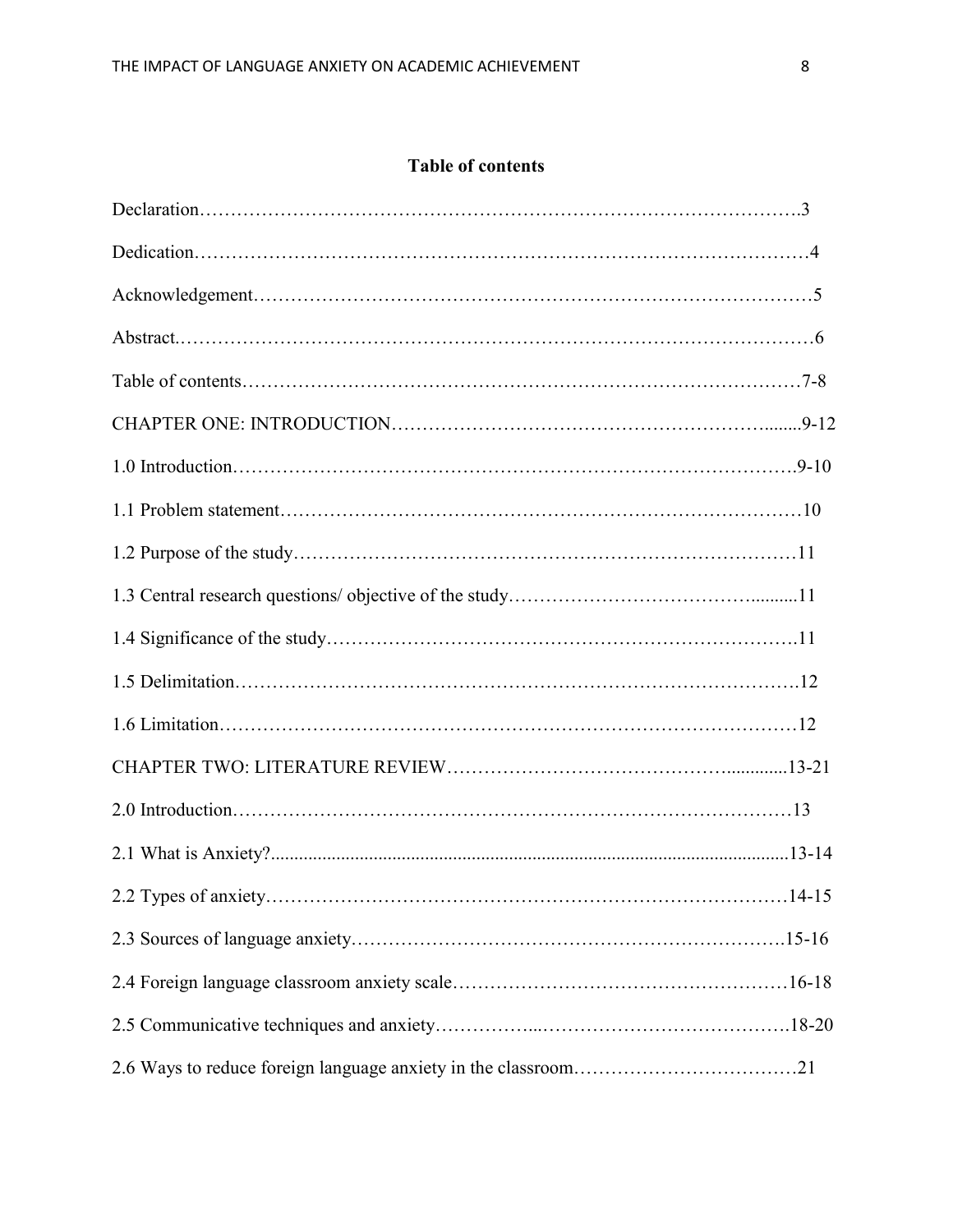## Table of contents

Declaration……………………………………………………………………………….3

Dedication………………………………………………………………………………4

Acknowledgement………………………………………………………………………5

Abstract.…………………………………………………………………………………6

Table of contents……………………………………………………………………7-8

CHAPTER ONE: INTRODUCTION……………………………………………........9-12

1.0 Introduction……………………………………………………………………….9-10

1.1 Problem statement……………………………………………………………………10

1.2 Purpose of the study…………………………………………………………………11

1.3 Central research questions/ objective of the study…………………………………..........11

1.4 Significance of the study…………………………………………………………….11

1.5 Delimitation……………………………………………………………………….12

1.6 Limitation……………………………………………………………………………12

CHAPTER TWO: LITERATURE REVIEW…………………………………….............13-21

2.0 Introduction……………………………………………………………………………13

2.1 What is Anxiety?..................................................................................................................13-14

2.2 Types of anxiety……………………………………………………………………14-15

2.3 Sources of language anxiety……………………………………………………….15-16

2.4 Foreign language classroom anxiety scale………………………………………………16-18

2.5 Communicative techniques and anxiety……………...………………………………….18-20

2.6 Ways to reduce foreign language anxiety in the classroom………………………………21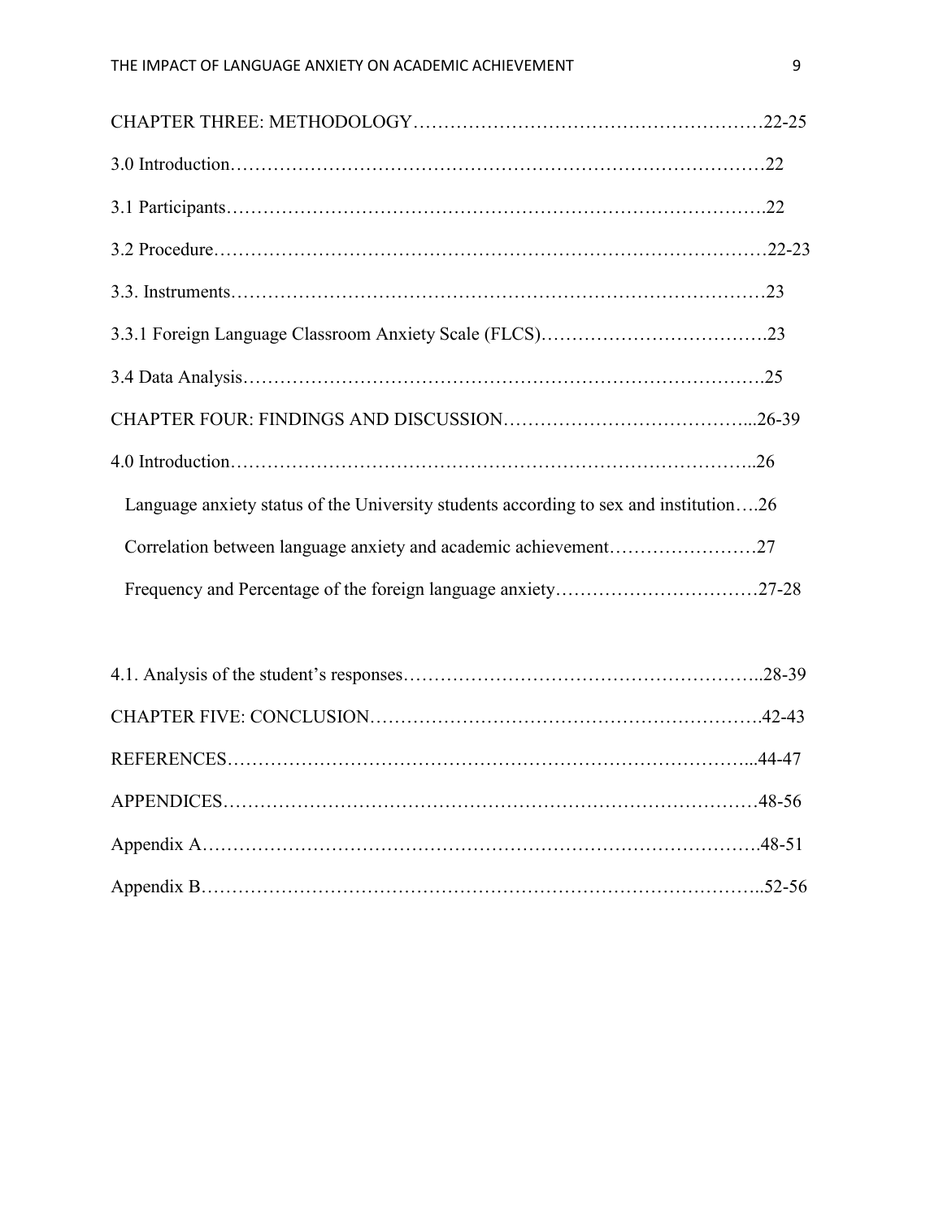CHAPTER THREE: METHODOLOGY……………………………………………………22-25

3.0 Introduction…………………………………………………………………………22

3.1 Participants……………………………………………………………………….22

3.2 Procedure…………………………………………………………………………22-23

3.3. Instruments………………………………………………………………………23

3.3.1 Foreign Language Classroom Anxiety Scale (FLCS)……………………………….23

3.4 Data Analysis………………………………………………………………………….25

CHAPTER FOUR: FINDINGS AND DISCUSSION…………………………………...26-39

4.0 Introduction……………………………………………………………………………..26

Language anxiety status of the University students according to sex and institution….26

Correlation between language anxiety and academic achievement……………………27

Frequency and Percentage of the foreign language anxiety……………………………27-28

4.1. Analysis of the student's responses………………………………………………..28-39

CHAPTER FIVE: CONCLUSION…………………………………………………….42-43

REFERENCES………………………………………………………………………...44-47

APPENDICES…………………………………………………………………………48-56

Appendix A…………………………………………………………………………….48-51

Appendix B……………………………………………………………………………..52-56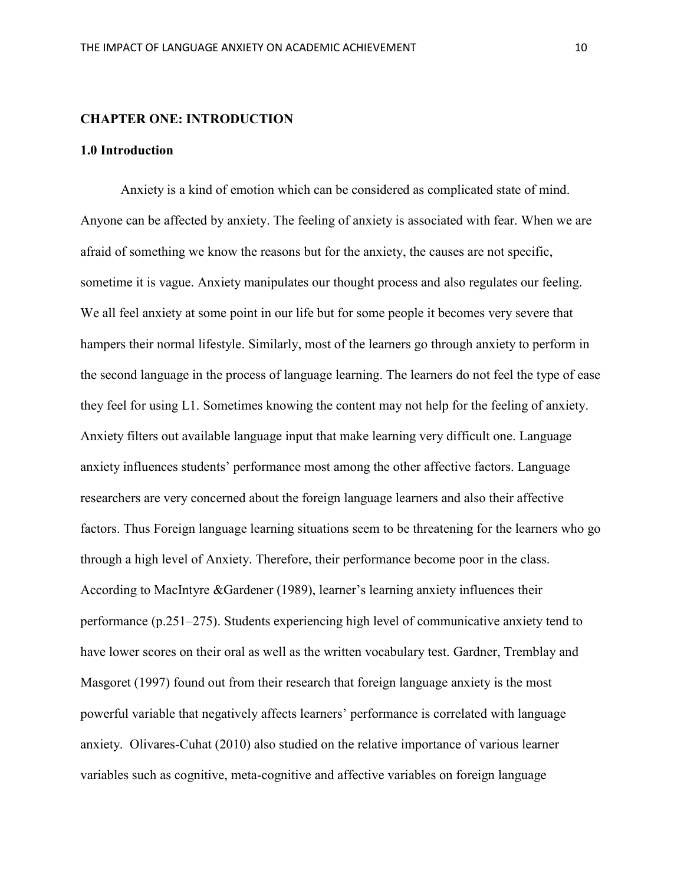## CHAPTER ONE: INTRODUCTION

### 1.0 Introduction

Anxiety is a kind of emotion which can be considered as complicated state of mind. Anyone can be affected by anxiety. The feeling of anxiety is associated with fear. When we are afraid of something we know the reasons but for the anxiety, the causes are not specific, sometime it is vague. Anxiety manipulates our thought process and also regulates our feeling. We all feel anxiety at some point in our life but for some people it becomes very severe that hampers their normal lifestyle. Similarly, most of the learners go through anxiety to perform in the second language in the process of language learning. The learners do not feel the type of ease they feel for using L1. Sometimes knowing the content may not help for the feeling of anxiety. Anxiety filters out available language input that make learning very difficult one. Language anxiety influences students' performance most among the other affective factors. Language researchers are very concerned about the foreign language learners and also their affective factors. Thus Foreign language learning situations seem to be threatening for the learners who go through a high level of Anxiety. Therefore, their performance become poor in the class. According to MacIntyre &Gardener (1989), learner's learning anxiety influences their performance (p.251–275). Students experiencing high level of communicative anxiety tend to have lower scores on their oral as well as the written vocabulary test. Gardner, Tremblay and Masgoret (1997) found out from their research that foreign language anxiety is the most powerful variable that negatively affects learners' performance is correlated with language anxiety. Olivares-Cuhat (2010) also studied on the relative importance of various learner variables such as cognitive, meta-cognitive and affective variables on foreign language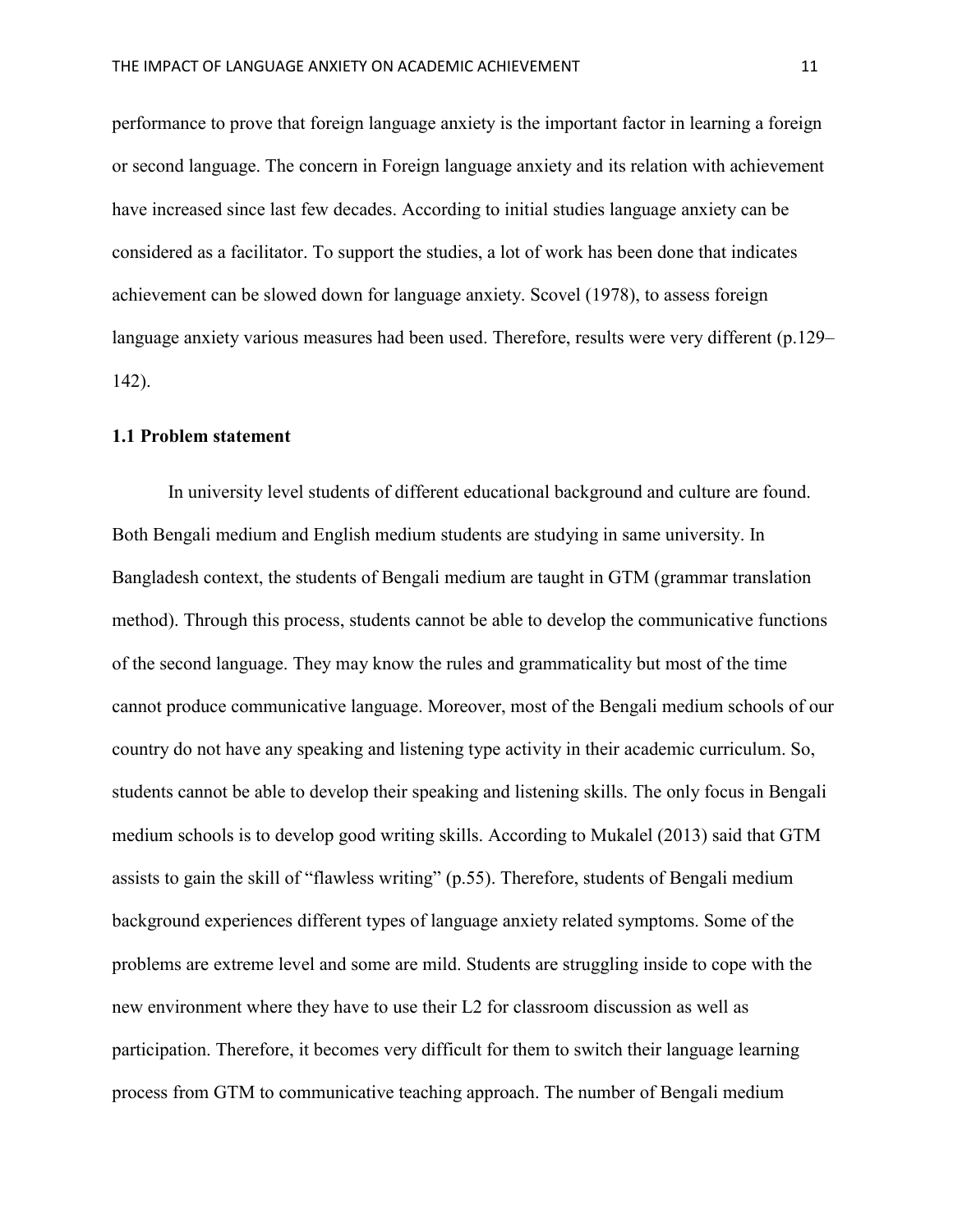performance to prove that foreign language anxiety is the important factor in learning a foreign or second language. The concern in Foreign language anxiety and its relation with achievement have increased since last few decades. According to initial studies language anxiety can be considered as a facilitator. To support the studies, a lot of work has been done that indicates achievement can be slowed down for language anxiety. Scovel (1978), to assess foreign language anxiety various measures had been used. Therefore, results were very different (p.129–142).

### 1.1 Problem statement

In university level students of different educational background and culture are found. Both Bengali medium and English medium students are studying in same university. In Bangladesh context, the students of Bengali medium are taught in GTM (grammar translation method). Through this process, students cannot be able to develop the communicative functions of the second language. They may know the rules and grammaticality but most of the time cannot produce communicative language. Moreover, most of the Bengali medium schools of our country do not have any speaking and listening type activity in their academic curriculum. So, students cannot be able to develop their speaking and listening skills. The only focus in Bengali medium schools is to develop good writing skills. According to Mukalel (2013) said that GTM assists to gain the skill of "flawless writing" (p.55). Therefore, students of Bengali medium background experiences different types of language anxiety related symptoms. Some of the problems are extreme level and some are mild. Students are struggling inside to cope with the new environment where they have to use their L2 for classroom discussion as well as participation. Therefore, it becomes very difficult for them to switch their language learning process from GTM to communicative teaching approach. The number of Bengali medium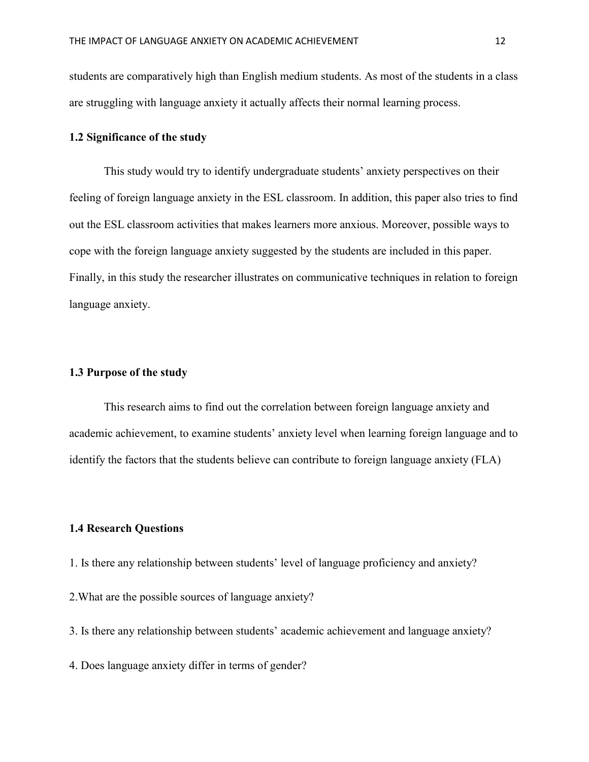students are comparatively high than English medium students. As most of the students in a class are struggling with language anxiety it actually affects their normal learning process.

### 1.2 Significance of the study

This study would try to identify undergraduate students' anxiety perspectives on their feeling of foreign language anxiety in the ESL classroom. In addition, this paper also tries to find out the ESL classroom activities that makes learners more anxious. Moreover, possible ways to cope with the foreign language anxiety suggested by the students are included in this paper. Finally, in this study the researcher illustrates on communicative techniques in relation to foreign language anxiety.

### 1.3 Purpose of the study

This research aims to find out the correlation between foreign language anxiety and academic achievement, to examine students' anxiety level when learning foreign language and to identify the factors that the students believe can contribute to foreign language anxiety (FLA)

### 1.4 Research Questions

1. Is there any relationship between students' level of language proficiency and anxiety?

2.What are the possible sources of language anxiety?

3. Is there any relationship between students' academic achievement and language anxiety?

4. Does language anxiety differ in terms of gender?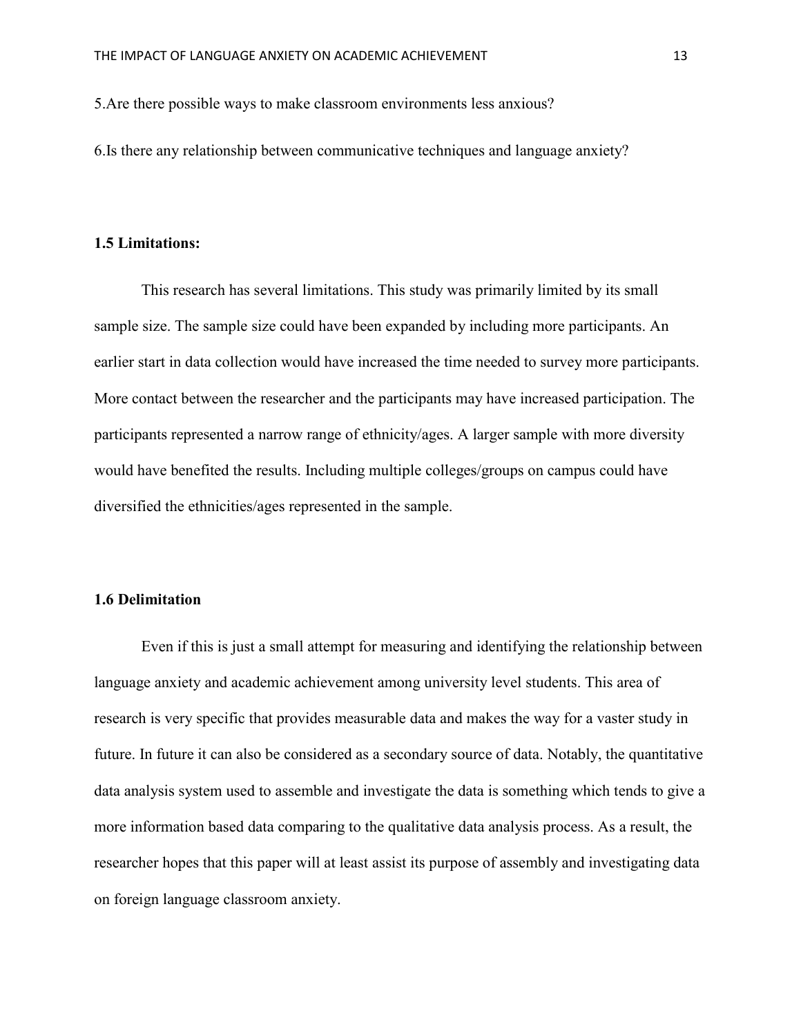5.Are there possible ways to make classroom environments less anxious?

6.Is there any relationship between communicative techniques and language anxiety?

### 1.5 Limitations:

This research has several limitations. This study was primarily limited by its small sample size. The sample size could have been expanded by including more participants. An earlier start in data collection would have increased the time needed to survey more participants. More contact between the researcher and the participants may have increased participation. The participants represented a narrow range of ethnicity/ages. A larger sample with more diversity would have benefited the results. Including multiple colleges/groups on campus could have diversified the ethnicities/ages represented in the sample.

### 1.6 Delimitation

Even if this is just a small attempt for measuring and identifying the relationship between language anxiety and academic achievement among university level students. This area of research is very specific that provides measurable data and makes the way for a vaster study in future. In future it can also be considered as a secondary source of data. Notably, the quantitative data analysis system used to assemble and investigate the data is something which tends to give a more information based data comparing to the qualitative data analysis process. As a result, the researcher hopes that this paper will at least assist its purpose of assembly and investigating data on foreign language classroom anxiety.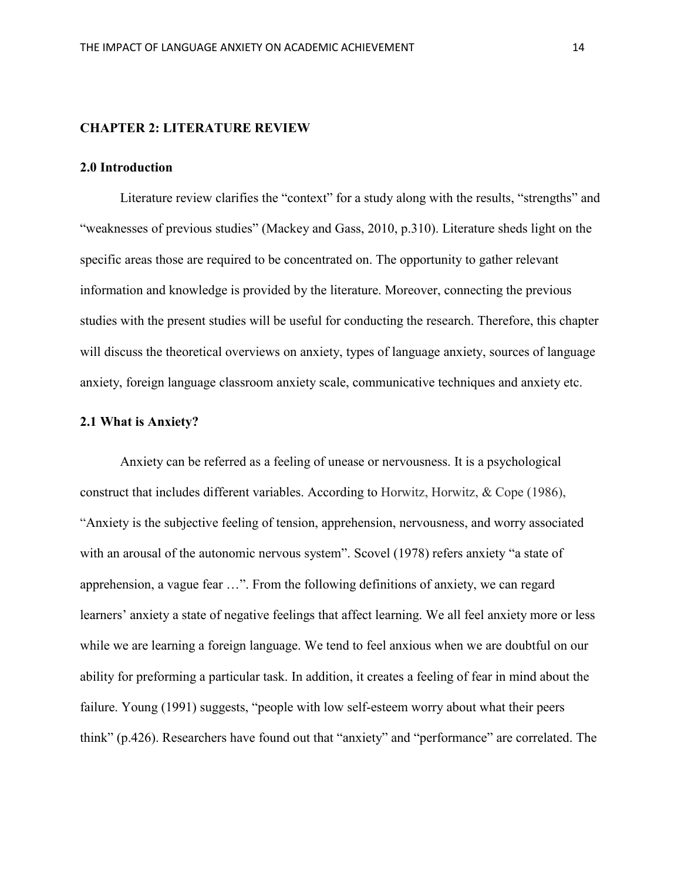## CHAPTER 2: LITERATURE REVIEW

### 2.0 Introduction

Literature review clarifies the "context" for a study along with the results, "strengths" and "weaknesses of previous studies" (Mackey and Gass, 2010, p.310). Literature sheds light on the specific areas those are required to be concentrated on. The opportunity to gather relevant information and knowledge is provided by the literature. Moreover, connecting the previous studies with the present studies will be useful for conducting the research. Therefore, this chapter will discuss the theoretical overviews on anxiety, types of language anxiety, sources of language anxiety, foreign language classroom anxiety scale, communicative techniques and anxiety etc.

### 2.1 What is Anxiety?

Anxiety can be referred as a feeling of unease or nervousness. It is a psychological construct that includes different variables. According to Horwitz, Horwitz, & Cope (1986), "Anxiety is the subjective feeling of tension, apprehension, nervousness, and worry associated with an arousal of the autonomic nervous system". Scovel (1978) refers anxiety "a state of apprehension, a vague fear …". From the following definitions of anxiety, we can regard learners' anxiety a state of negative feelings that affect learning. We all feel anxiety more or less while we are learning a foreign language. We tend to feel anxious when we are doubtful on our ability for preforming a particular task. In addition, it creates a feeling of fear in mind about the failure. Young (1991) suggests, "people with low self-esteem worry about what their peers think" (p.426). Researchers have found out that "anxiety" and "performance" are correlated. The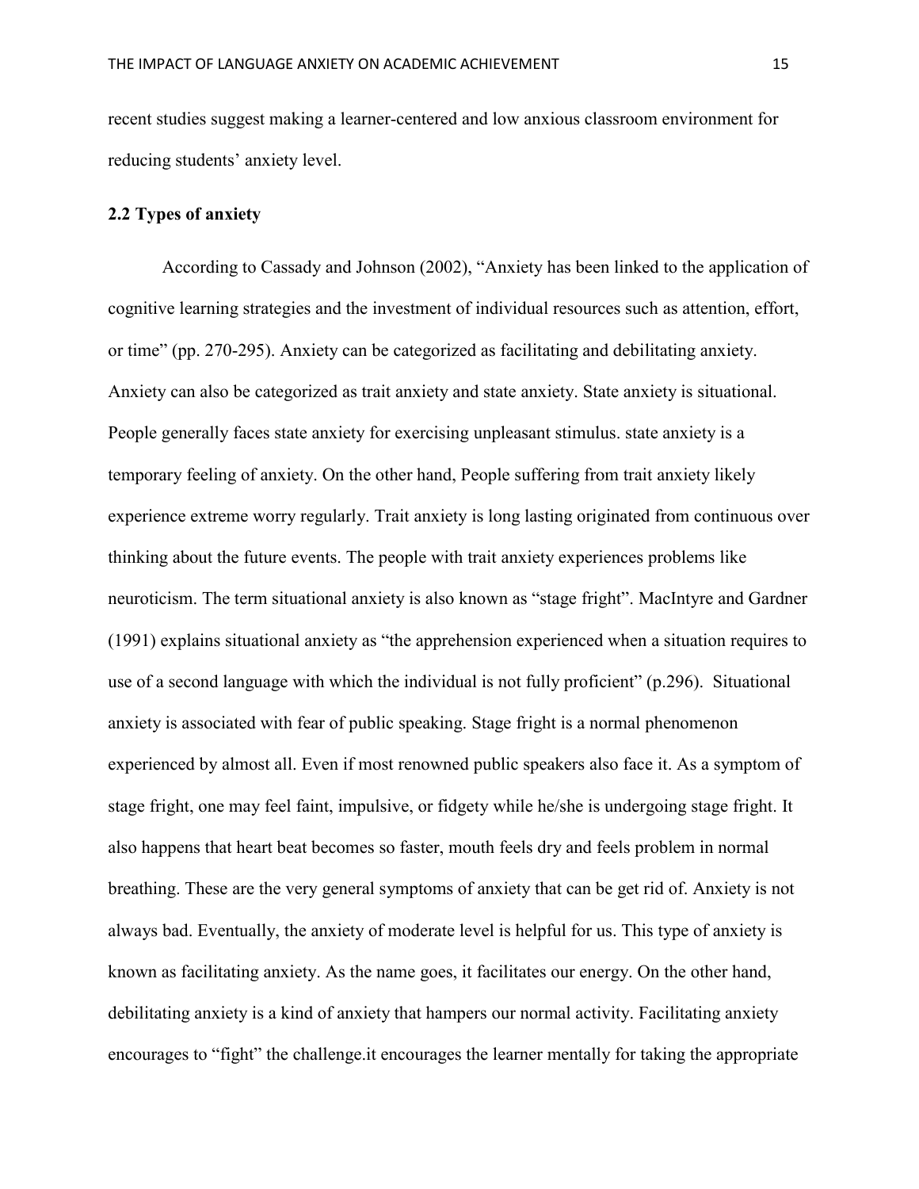recent studies suggest making a learner-centered and low anxious classroom environment for reducing students' anxiety level.

## 2.2 Types of anxiety

According to Cassady and Johnson (2002), "Anxiety has been linked to the application of cognitive learning strategies and the investment of individual resources such as attention, effort, or time" (pp. 270-295). Anxiety can be categorized as facilitating and debilitating anxiety. Anxiety can also be categorized as trait anxiety and state anxiety. State anxiety is situational. People generally faces state anxiety for exercising unpleasant stimulus. state anxiety is a temporary feeling of anxiety. On the other hand, People suffering from trait anxiety likely experience extreme worry regularly. Trait anxiety is long lasting originated from continuous over thinking about the future events. The people with trait anxiety experiences problems like neuroticism. The term situational anxiety is also known as "stage fright". MacIntyre and Gardner (1991) explains situational anxiety as "the apprehension experienced when a situation requires to use of a second language with which the individual is not fully proficient" (p.296). Situational anxiety is associated with fear of public speaking. Stage fright is a normal phenomenon experienced by almost all. Even if most renowned public speakers also face it. As a symptom of stage fright, one may feel faint, impulsive, or fidgety while he/she is undergoing stage fright. It also happens that heart beat becomes so faster, mouth feels dry and feels problem in normal breathing. These are the very general symptoms of anxiety that can be get rid of. Anxiety is not always bad. Eventually, the anxiety of moderate level is helpful for us. This type of anxiety is known as facilitating anxiety. As the name goes, it facilitates our energy. On the other hand, debilitating anxiety is a kind of anxiety that hampers our normal activity. Facilitating anxiety encourages to "fight" the challenge.it encourages the learner mentally for taking the appropriate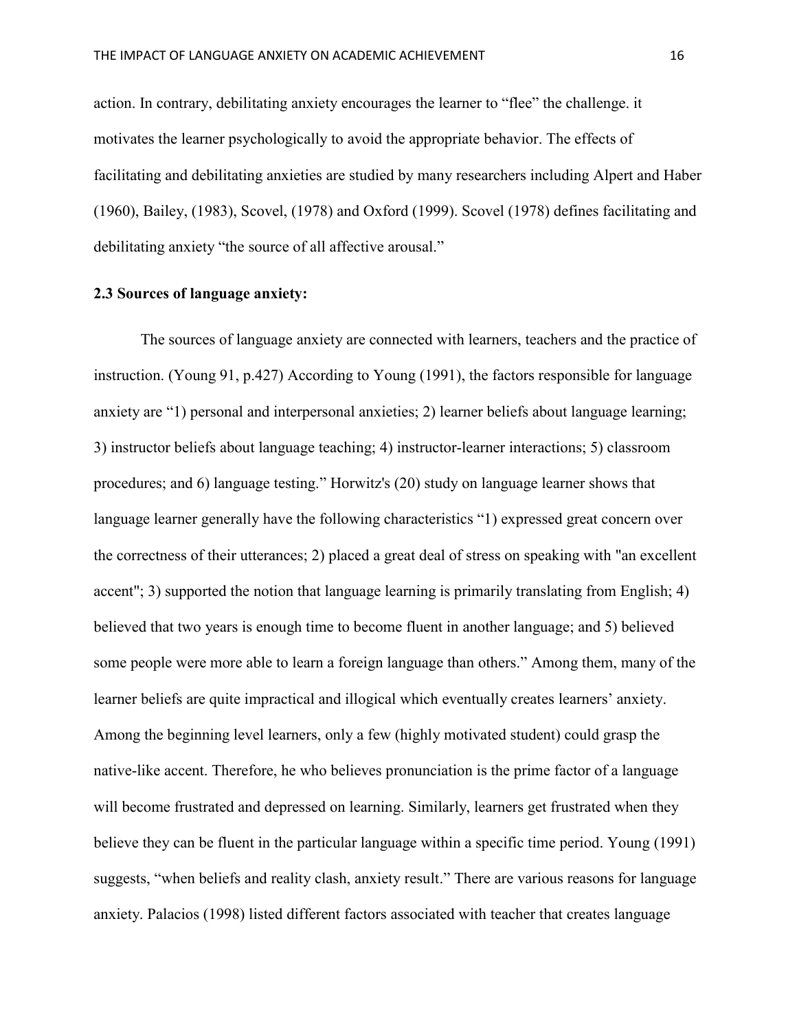action. In contrary, debilitating anxiety encourages the learner to "flee" the challenge. it motivates the learner psychologically to avoid the appropriate behavior. The effects of facilitating and debilitating anxieties are studied by many researchers including Alpert and Haber (1960), Bailey, (1983), Scovel, (1978) and Oxford (1999). Scovel (1978) defines facilitating and debilitating anxiety "the source of all affective arousal."

**2.3 Sources of language anxiety:**

The sources of language anxiety are connected with learners, teachers and the practice of instruction. (Young 91, p.427) According to Young (1991), the factors responsible for language anxiety are "1) personal and interpersonal anxieties; 2) learner beliefs about language learning; 3) instructor beliefs about language teaching; 4) instructor-learner interactions; 5) classroom procedures; and 6) language testing." Horwitz's (20) study on language learner shows that language learner generally have the following characteristics "1) expressed great concern over the correctness of their utterances; 2) placed a great deal of stress on speaking with "an excellent accent"; 3) supported the notion that language learning is primarily translating from English; 4) believed that two years is enough time to become fluent in another language; and 5) believed some people were more able to learn a foreign language than others." Among them, many of the learner beliefs are quite impractical and illogical which eventually creates learners' anxiety. Among the beginning level learners, only a few (highly motivated student) could grasp the native-like accent. Therefore, he who believes pronunciation is the prime factor of a language will become frustrated and depressed on learning. Similarly, learners get frustrated when they believe they can be fluent in the particular language within a specific time period. Young (1991) suggests, "when beliefs and reality clash, anxiety result." There are various reasons for language anxiety. Palacios (1998) listed different factors associated with teacher that creates language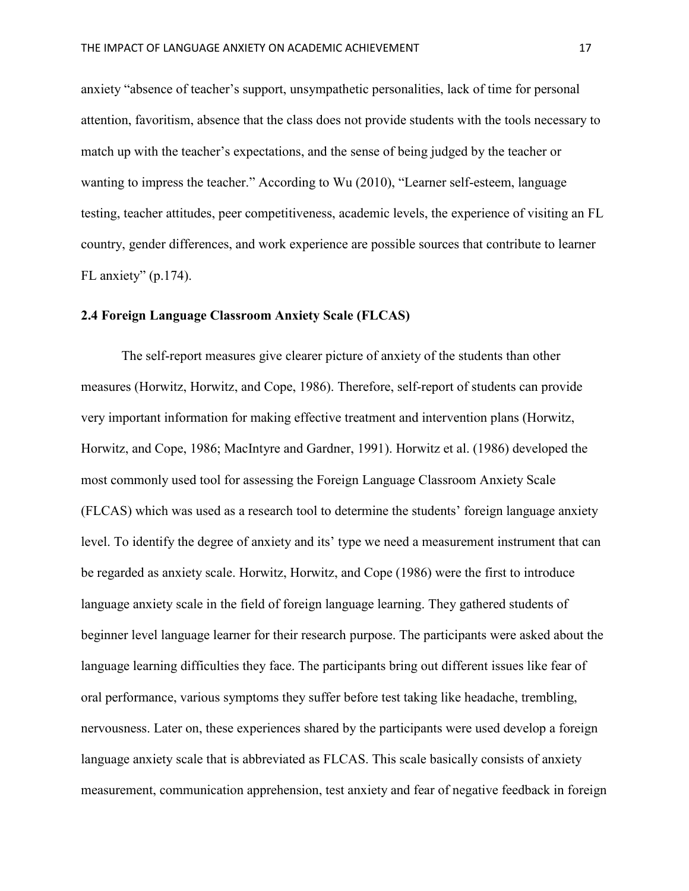anxiety “absence of teacher’s support, unsympathetic personalities, lack of time for personal attention, favoritism, absence that the class does not provide students with the tools necessary to match up with the teacher’s expectations, and the sense of being judged by the teacher or wanting to impress the teacher.” According to Wu (2010), “Learner self-esteem, language testing, teacher attitudes, peer competitiveness, academic levels, the experience of visiting an FL country, gender differences, and work experience are possible sources that contribute to learner FL anxiety” (p.174).

## 2.4 Foreign Language Classroom Anxiety Scale (FLCAS)

The self-report measures give clearer picture of anxiety of the students than other measures (Horwitz, Horwitz, and Cope, 1986). Therefore, self-report of students can provide very important information for making effective treatment and intervention plans (Horwitz, Horwitz, and Cope, 1986; MacIntyre and Gardner, 1991). Horwitz et al. (1986) developed the most commonly used tool for assessing the Foreign Language Classroom Anxiety Scale (FLCAS) which was used as a research tool to determine the students’ foreign language anxiety level. To identify the degree of anxiety and its’ type we need a measurement instrument that can be regarded as anxiety scale. Horwitz, Horwitz, and Cope (1986) were the first to introduce language anxiety scale in the field of foreign language learning. They gathered students of beginner level language learner for their research purpose. The participants were asked about the language learning difficulties they face. The participants bring out different issues like fear of oral performance, various symptoms they suffer before test taking like headache, trembling, nervousness. Later on, these experiences shared by the participants were used develop a foreign language anxiety scale that is abbreviated as FLCAS. This scale basically consists of anxiety measurement, communication apprehension, test anxiety and fear of negative feedback in foreign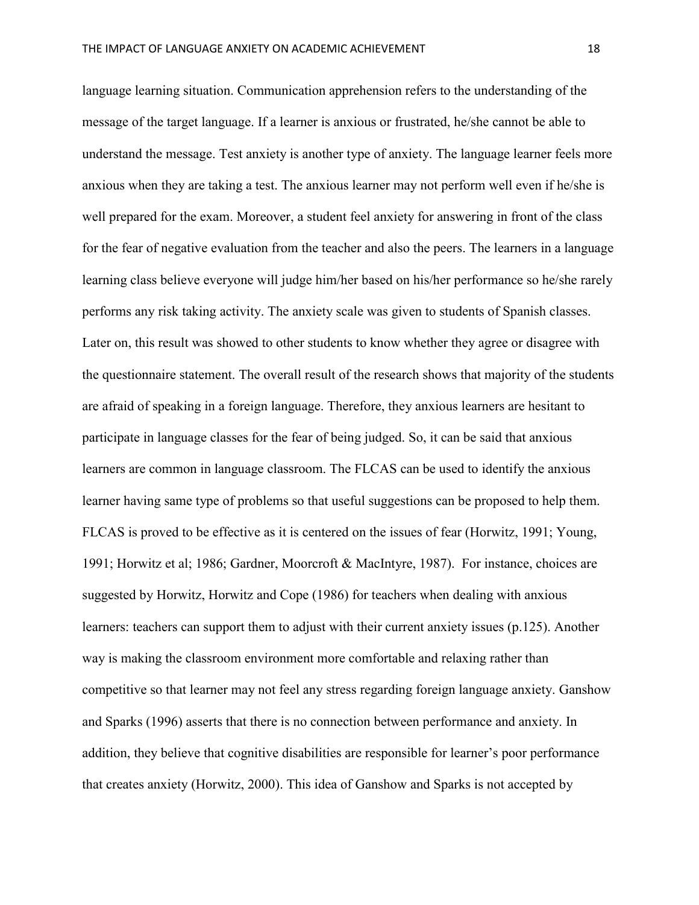language learning situation. Communication apprehension refers to the understanding of the message of the target language. If a learner is anxious or frustrated, he/she cannot be able to understand the message. Test anxiety is another type of anxiety. The language learner feels more anxious when they are taking a test. The anxious learner may not perform well even if he/she is well prepared for the exam. Moreover, a student feel anxiety for answering in front of the class for the fear of negative evaluation from the teacher and also the peers. The learners in a language learning class believe everyone will judge him/her based on his/her performance so he/she rarely performs any risk taking activity. The anxiety scale was given to students of Spanish classes. Later on, this result was showed to other students to know whether they agree or disagree with the questionnaire statement. The overall result of the research shows that majority of the students are afraid of speaking in a foreign language. Therefore, they anxious learners are hesitant to participate in language classes for the fear of being judged. So, it can be said that anxious learners are common in language classroom. The FLCAS can be used to identify the anxious learner having same type of problems so that useful suggestions can be proposed to help them. FLCAS is proved to be effective as it is centered on the issues of fear (Horwitz, 1991; Young, 1991; Horwitz et al; 1986; Gardner, Moorcroft & MacIntyre, 1987). For instance, choices are suggested by Horwitz, Horwitz and Cope (1986) for teachers when dealing with anxious learners: teachers can support them to adjust with their current anxiety issues (p.125). Another way is making the classroom environment more comfortable and relaxing rather than competitive so that learner may not feel any stress regarding foreign language anxiety. Ganshow and Sparks (1996) asserts that there is no connection between performance and anxiety. In addition, they believe that cognitive disabilities are responsible for learner's poor performance that creates anxiety (Horwitz, 2000). This idea of Ganshow and Sparks is not accepted by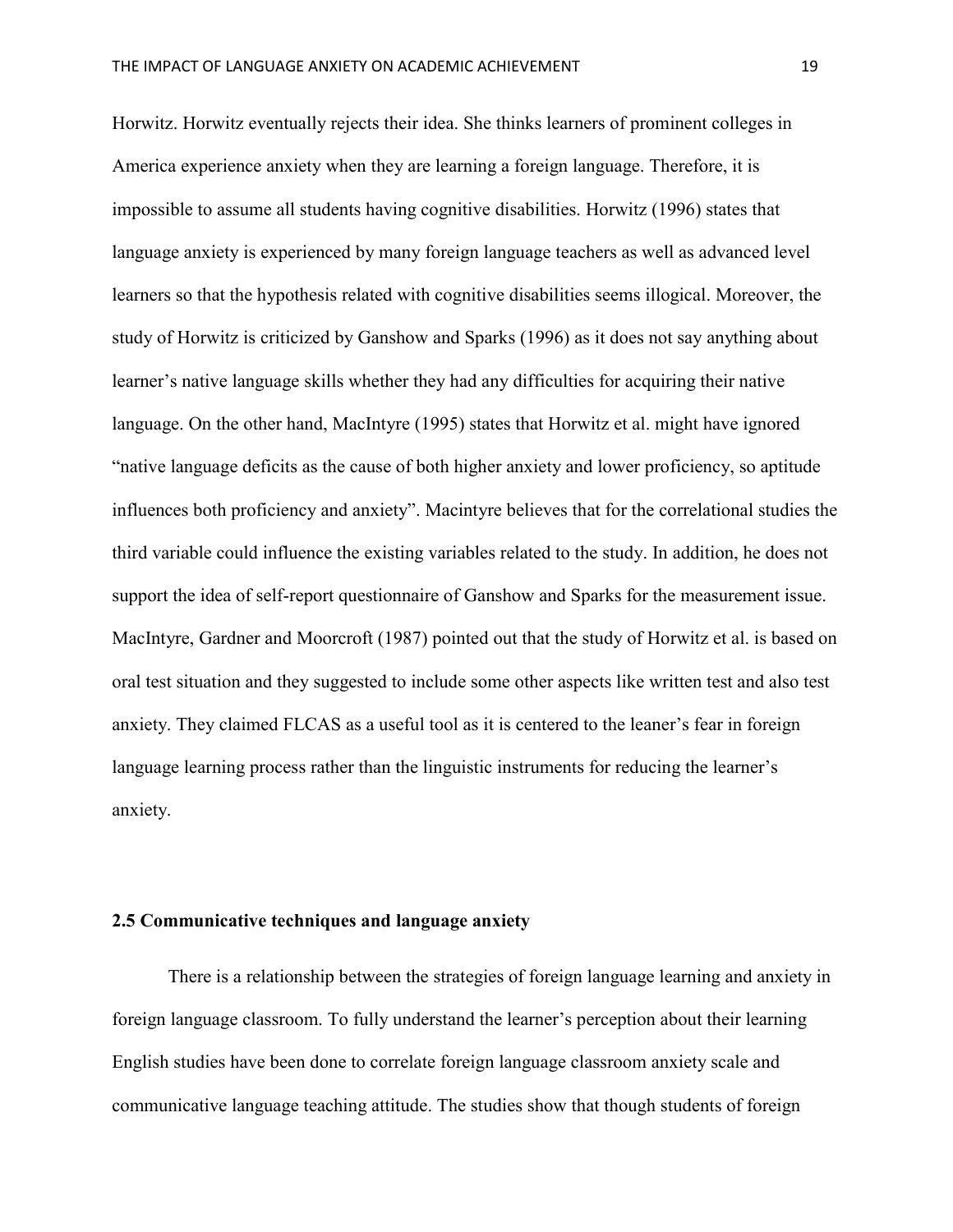Horwitz. Horwitz eventually rejects their idea. She thinks learners of prominent colleges in America experience anxiety when they are learning a foreign language. Therefore, it is impossible to assume all students having cognitive disabilities. Horwitz (1996) states that language anxiety is experienced by many foreign language teachers as well as advanced level learners so that the hypothesis related with cognitive disabilities seems illogical. Moreover, the study of Horwitz is criticized by Ganshow and Sparks (1996) as it does not say anything about learner's native language skills whether they had any difficulties for acquiring their native language. On the other hand, MacIntyre (1995) states that Horwitz et al. might have ignored "native language deficits as the cause of both higher anxiety and lower proficiency, so aptitude influences both proficiency and anxiety". Macintyre believes that for the correlational studies the third variable could influence the existing variables related to the study. In addition, he does not support the idea of self-report questionnaire of Ganshow and Sparks for the measurement issue. MacIntyre, Gardner and Moorcroft (1987) pointed out that the study of Horwitz et al. is based on oral test situation and they suggested to include some other aspects like written test and also test anxiety. They claimed FLCAS as a useful tool as it is centered to the leaner's fear in foreign language learning process rather than the linguistic instruments for reducing the learner's anxiety.

### 2.5 Communicative techniques and language anxiety

There is a relationship between the strategies of foreign language learning and anxiety in foreign language classroom. To fully understand the learner's perception about their learning English studies have been done to correlate foreign language classroom anxiety scale and communicative language teaching attitude. The studies show that though students of foreign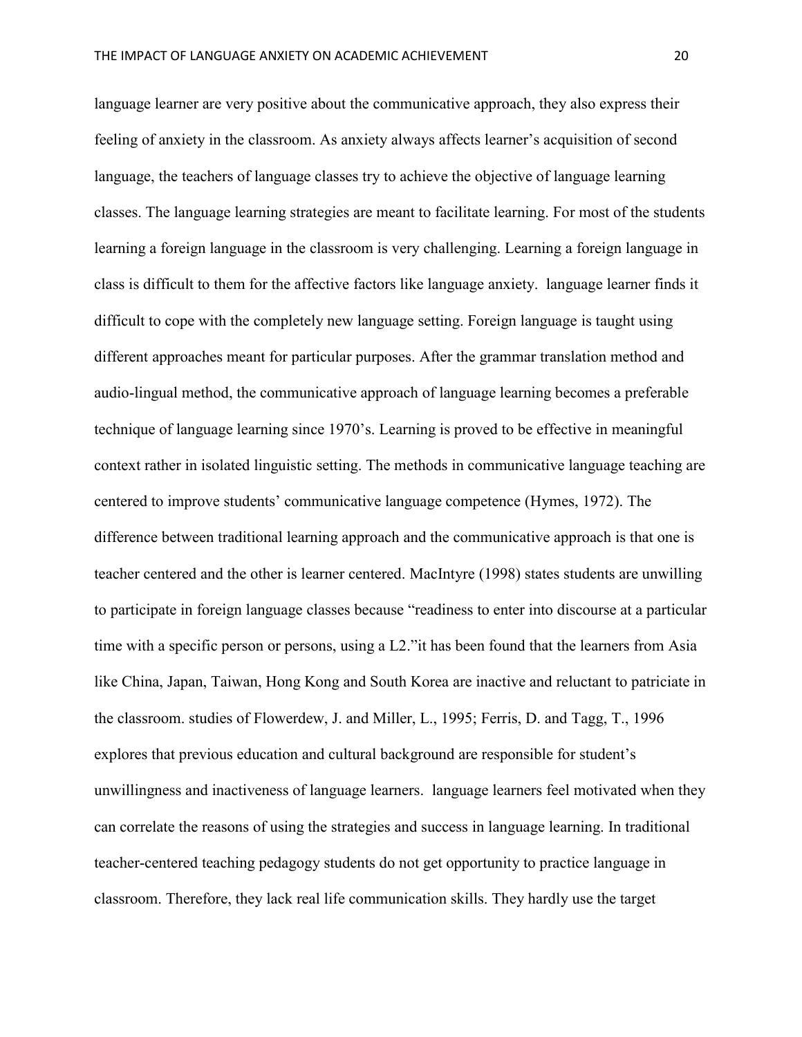language learner are very positive about the communicative approach, they also express their feeling of anxiety in the classroom. As anxiety always affects learner's acquisition of second language, the teachers of language classes try to achieve the objective of language learning classes. The language learning strategies are meant to facilitate learning. For most of the students learning a foreign language in the classroom is very challenging. Learning a foreign language in class is difficult to them for the affective factors like language anxiety.  language learner finds it difficult to cope with the completely new language setting. Foreign language is taught using different approaches meant for particular purposes. After the grammar translation method and audio-lingual method, the communicative approach of language learning becomes a preferable technique of language learning since 1970's. Learning is proved to be effective in meaningful context rather in isolated linguistic setting. The methods in communicative language teaching are centered to improve students' communicative language competence (Hymes, 1972). The difference between traditional learning approach and the communicative approach is that one is teacher centered and the other is learner centered. MacIntyre (1998) states students are unwilling to participate in foreign language classes because "readiness to enter into discourse at a particular time with a specific person or persons, using a L2."it has been found that the learners from Asia like China, Japan, Taiwan, Hong Kong and South Korea are inactive and reluctant to patriciate in the classroom. studies of Flowerdew, J. and Miller, L., 1995; Ferris, D. and Tagg, T., 1996 explores that previous education and cultural background are responsible for student's unwillingness and inactiveness of language learners.  language learners feel motivated when they can correlate the reasons of using the strategies and success in language learning. In traditional teacher-centered teaching pedagogy students do not get opportunity to practice language in classroom. Therefore, they lack real life communication skills. They hardly use the target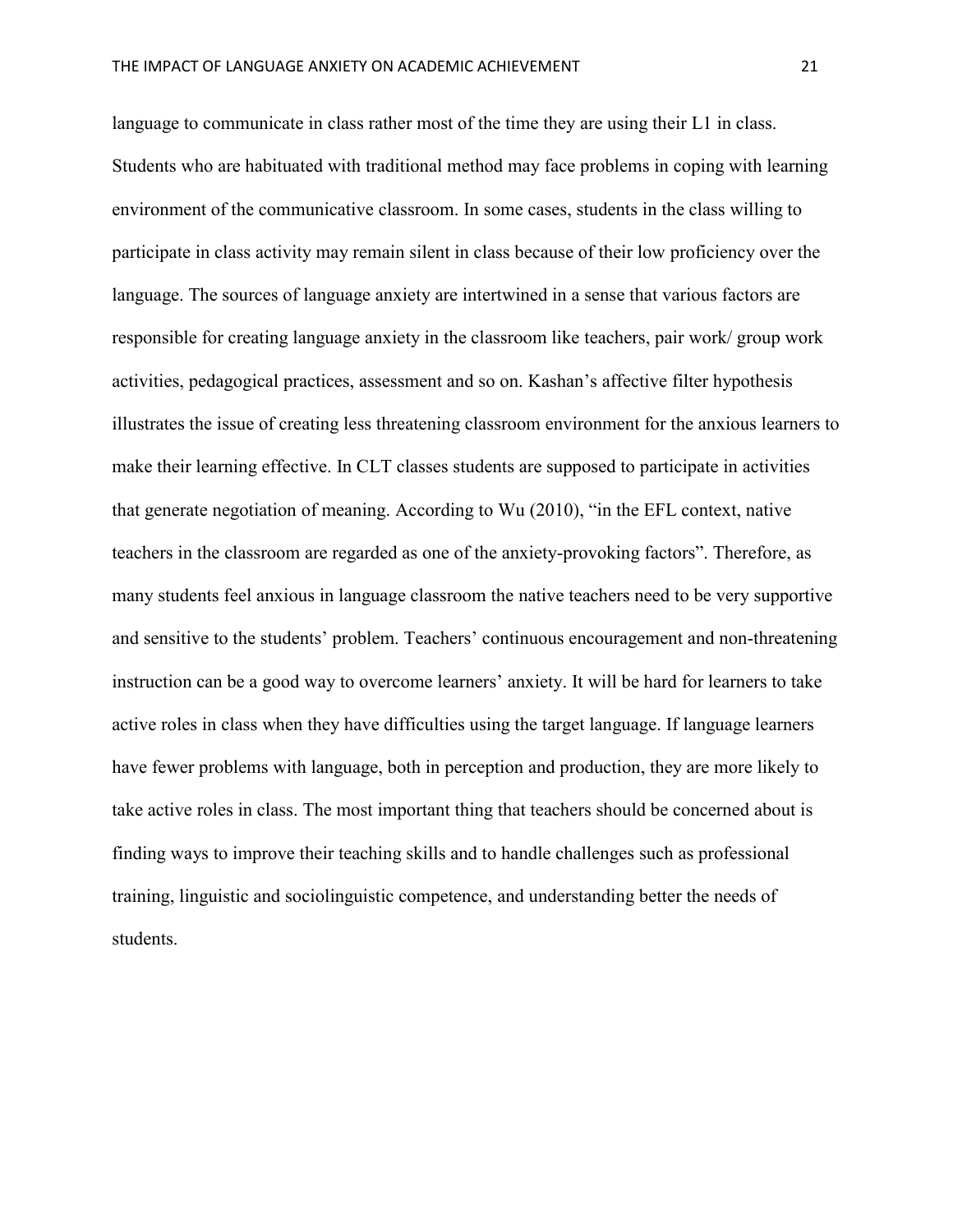language to communicate in class rather most of the time they are using their L1 in class. Students who are habituated with traditional method may face problems in coping with learning environment of the communicative classroom. In some cases, students in the class willing to participate in class activity may remain silent in class because of their low proficiency over the language. The sources of language anxiety are intertwined in a sense that various factors are responsible for creating language anxiety in the classroom like teachers, pair work/ group work activities, pedagogical practices, assessment and so on. Kashan's affective filter hypothesis illustrates the issue of creating less threatening classroom environment for the anxious learners to make their learning effective. In CLT classes students are supposed to participate in activities that generate negotiation of meaning. According to Wu (2010), "in the EFL context, native teachers in the classroom are regarded as one of the anxiety-provoking factors". Therefore, as many students feel anxious in language classroom the native teachers need to be very supportive and sensitive to the students' problem. Teachers' continuous encouragement and non-threatening instruction can be a good way to overcome learners' anxiety. It will be hard for learners to take active roles in class when they have difficulties using the target language. If language learners have fewer problems with language, both in perception and production, they are more likely to take active roles in class. The most important thing that teachers should be concerned about is finding ways to improve their teaching skills and to handle challenges such as professional training, linguistic and sociolinguistic competence, and understanding better the needs of students.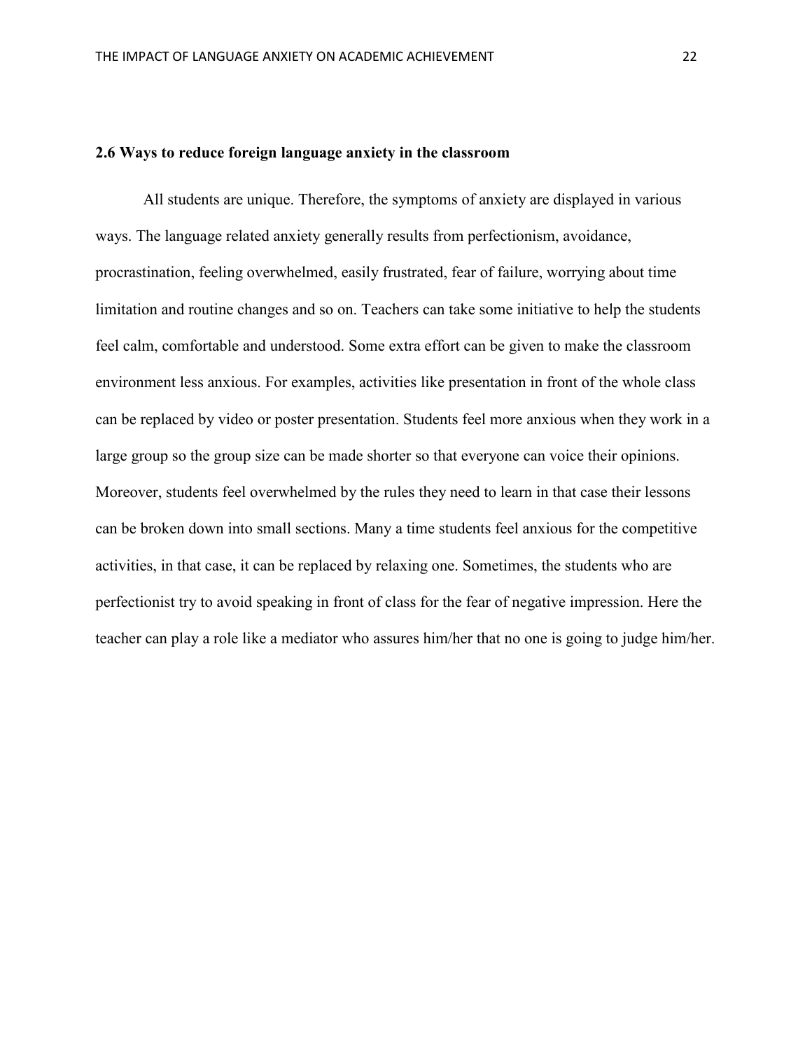## 2.6 Ways to reduce foreign language anxiety in the classroom

All students are unique. Therefore, the symptoms of anxiety are displayed in various ways. The language related anxiety generally results from perfectionism, avoidance, procrastination, feeling overwhelmed, easily frustrated, fear of failure, worrying about time limitation and routine changes and so on. Teachers can take some initiative to help the students feel calm, comfortable and understood. Some extra effort can be given to make the classroom environment less anxious. For examples, activities like presentation in front of the whole class can be replaced by video or poster presentation. Students feel more anxious when they work in a large group so the group size can be made shorter so that everyone can voice their opinions. Moreover, students feel overwhelmed by the rules they need to learn in that case their lessons can be broken down into small sections. Many a time students feel anxious for the competitive activities, in that case, it can be replaced by relaxing one. Sometimes, the students who are perfectionist try to avoid speaking in front of class for the fear of negative impression. Here the teacher can play a role like a mediator who assures him/her that no one is going to judge him/her.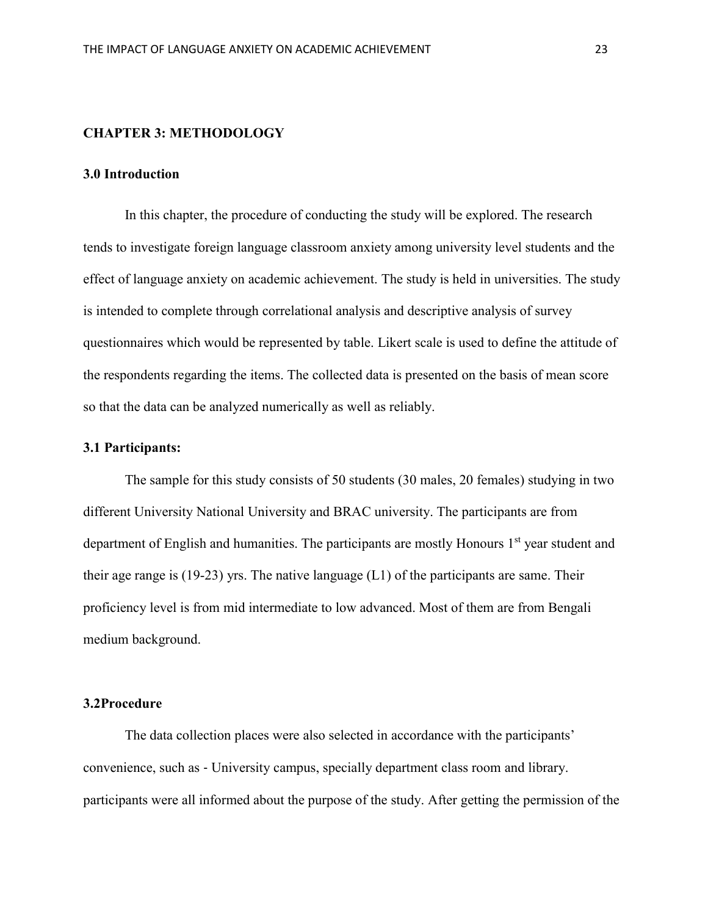## CHAPTER 3: METHODOLOGY

### 3.0 Introduction

In this chapter, the procedure of conducting the study will be explored. The research tends to investigate foreign language classroom anxiety among university level students and the effect of language anxiety on academic achievement. The study is held in universities. The study is intended to complete through correlational analysis and descriptive analysis of survey questionnaires which would be represented by table. Likert scale is used to define the attitude of the respondents regarding the items. The collected data is presented on the basis of mean score so that the data can be analyzed numerically as well as reliably.

### 3.1 Participants:

The sample for this study consists of 50 students (30 males, 20 females) studying in two different University National University and BRAC university. The participants are from department of English and humanities. The participants are mostly Honours 1st year student and their age range is (19-23) yrs. The native language (L1) of the participants are same. Their proficiency level is from mid intermediate to low advanced. Most of them are from Bengali medium background.

### 3.2Procedure

The data collection places were also selected in accordance with the participants' convenience, such as - University campus, specially department class room and library. participants were all informed about the purpose of the study. After getting the permission of the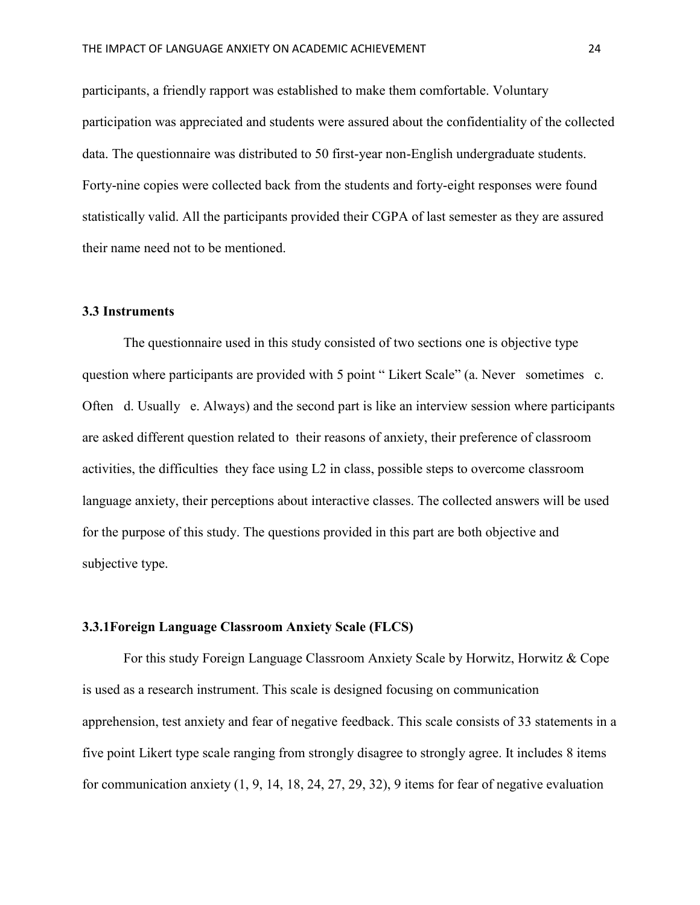participants, a friendly rapport was established to make them comfortable. Voluntary participation was appreciated and students were assured about the confidentiality of the collected data. The questionnaire was distributed to 50 first-year non-English undergraduate students. Forty-nine copies were collected back from the students and forty-eight responses were found statistically valid. All the participants provided their CGPA of last semester as they are assured their name need not to be mentioned.

### 3.3 Instruments

The questionnaire used in this study consisted of two sections one is objective type question where participants are provided with 5 point " Likert Scale" (a. Never sometimes c. Often d. Usually e. Always) and the second part is like an interview session where participants are asked different question related to their reasons of anxiety, their preference of classroom activities, the difficulties they face using L2 in class, possible steps to overcome classroom language anxiety, their perceptions about interactive classes. The collected answers will be used for the purpose of this study. The questions provided in this part are both objective and subjective type.

#### 3.3.1Foreign Language Classroom Anxiety Scale (FLCS)

For this study Foreign Language Classroom Anxiety Scale by Horwitz, Horwitz & Cope is used as a research instrument. This scale is designed focusing on communication apprehension, test anxiety and fear of negative feedback. This scale consists of 33 statements in a five point Likert type scale ranging from strongly disagree to strongly agree. It includes 8 items for communication anxiety (1, 9, 14, 18, 24, 27, 29, 32), 9 items for fear of negative evaluation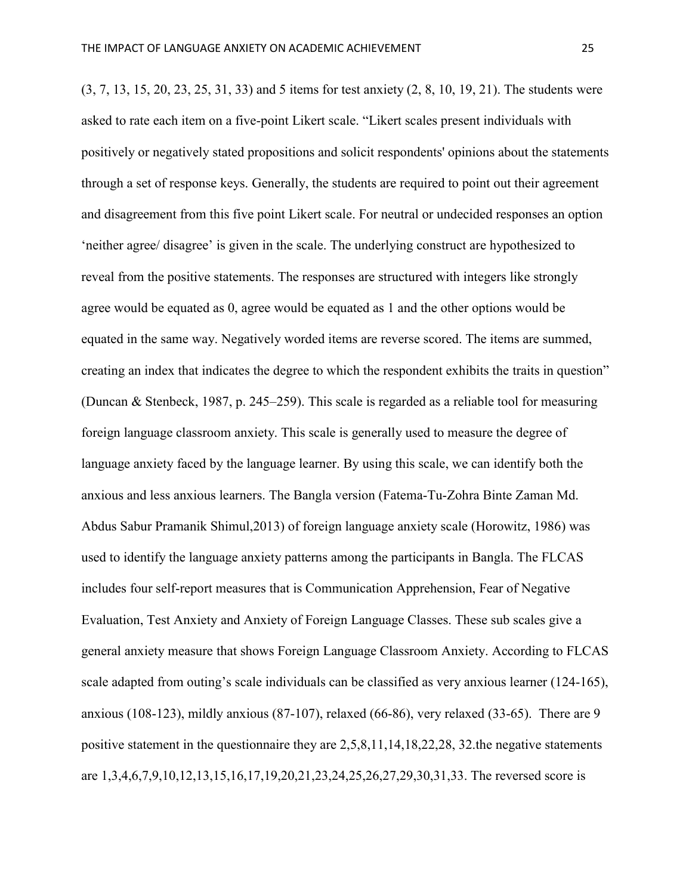(3, 7, 13, 15, 20, 23, 25, 31, 33) and 5 items for test anxiety (2, 8, 10, 19, 21). The students were asked to rate each item on a five-point Likert scale. "Likert scales present individuals with positively or negatively stated propositions and solicit respondents' opinions about the statements through a set of response keys. Generally, the students are required to point out their agreement and disagreement from this five point Likert scale. For neutral or undecided responses an option 'neither agree/ disagree' is given in the scale. The underlying construct are hypothesized to reveal from the positive statements. The responses are structured with integers like strongly agree would be equated as 0, agree would be equated as 1 and the other options would be equated in the same way. Negatively worded items are reverse scored. The items are summed, creating an index that indicates the degree to which the respondent exhibits the traits in question" (Duncan & Stenbeck, 1987, p. 245–259). This scale is regarded as a reliable tool for measuring foreign language classroom anxiety. This scale is generally used to measure the degree of language anxiety faced by the language learner. By using this scale, we can identify both the anxious and less anxious learners. The Bangla version (Fatema-Tu-Zohra Binte Zaman Md. Abdus Sabur Pramanik Shimul,2013) of foreign language anxiety scale (Horowitz, 1986) was used to identify the language anxiety patterns among the participants in Bangla. The FLCAS includes four self-report measures that is Communication Apprehension, Fear of Negative Evaluation, Test Anxiety and Anxiety of Foreign Language Classes. These sub scales give a general anxiety measure that shows Foreign Language Classroom Anxiety. According to FLCAS scale adapted from outing's scale individuals can be classified as very anxious learner (124-165), anxious (108-123), mildly anxious (87-107), relaxed (66-86), very relaxed (33-65). There are 9 positive statement in the questionnaire they are 2,5,8,11,14,18,22,28, 32.the negative statements are 1,3,4,6,7,9,10,12,13,15,16,17,19,20,21,23,24,25,26,27,29,30,31,33. The reversed score is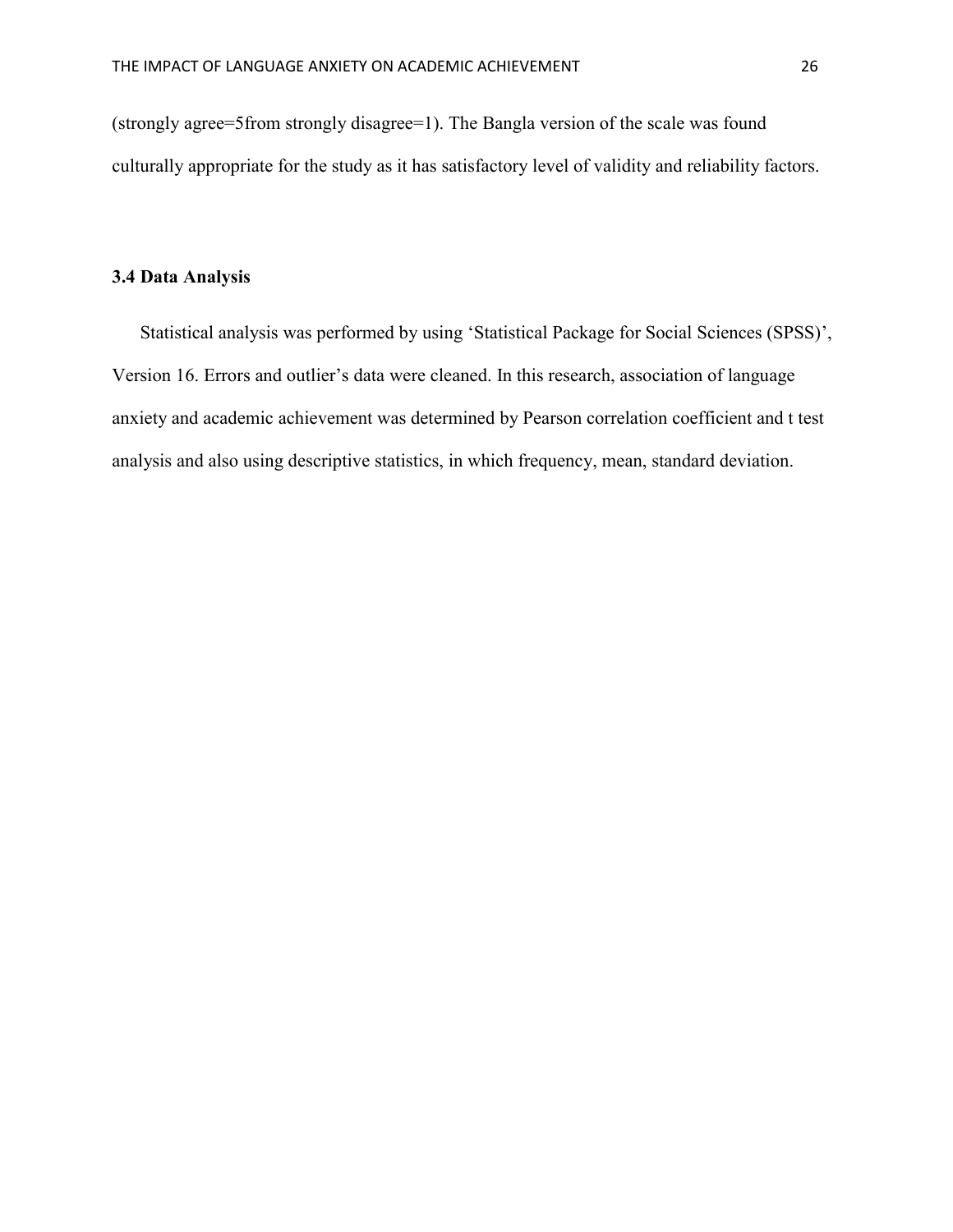(strongly agree=5from strongly disagree=1). The Bangla version of the scale was found culturally appropriate for the study as it has satisfactory level of validity and reliability factors.

### 3.4 Data Analysis

Statistical analysis was performed by using 'Statistical Package for Social Sciences (SPSS)', Version 16. Errors and outlier's data were cleaned. In this research, association of language anxiety and academic achievement was determined by Pearson correlation coefficient and t test analysis and also using descriptive statistics, in which frequency, mean, standard deviation.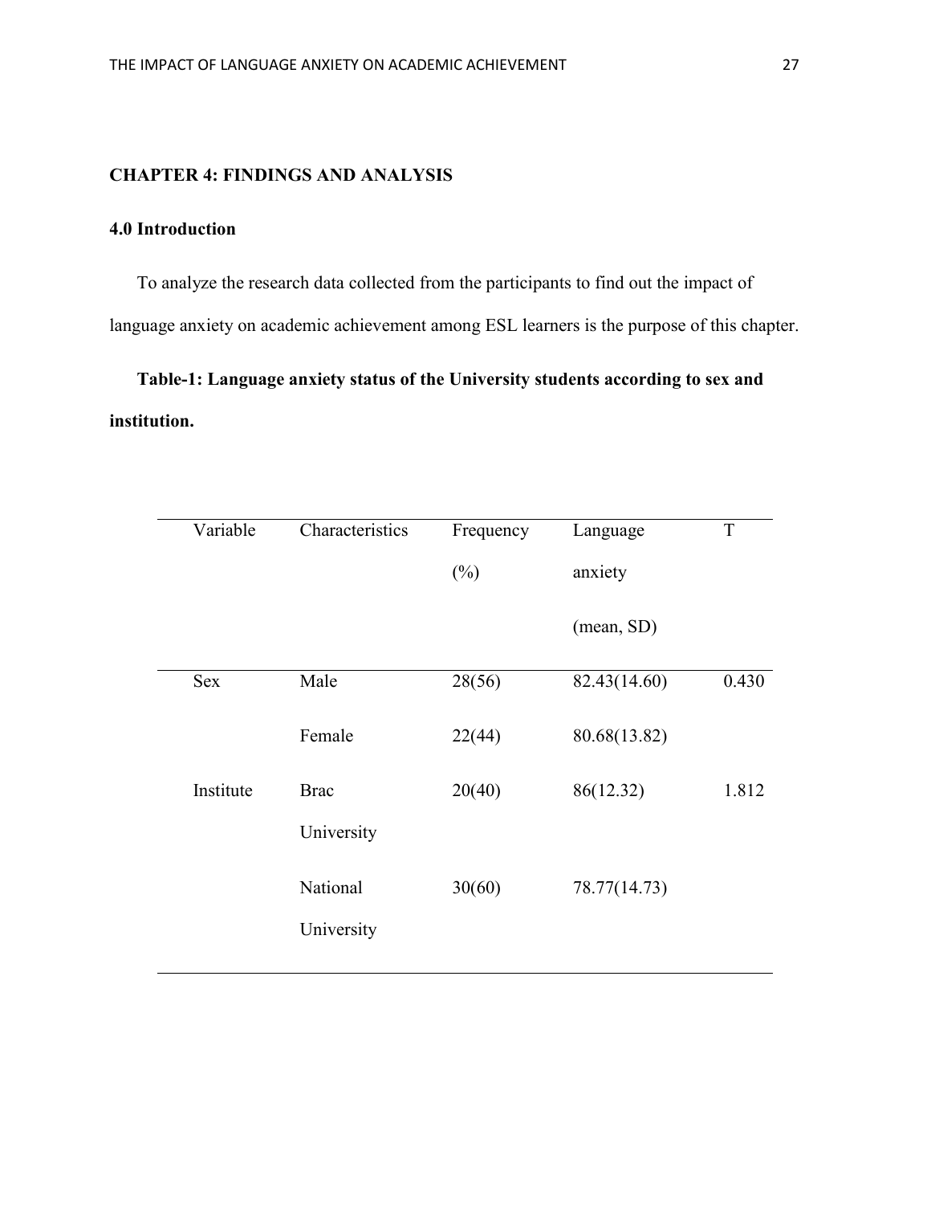## CHAPTER 4: FINDINGS AND ANALYSIS

### 4.0 Introduction

To analyze the research data collected from the participants to find out the impact of language anxiety on academic achievement among ESL learners is the purpose of this chapter.

**Table-1: Language anxiety status of the University students according to sex and institution.**

| Variable | Characteristics | Frequency (%) | Language anxiety (mean, SD) | T |
|---|---|---|---|---|
| Sex | Male | 28(56) | 82.43(14.60) | 0.430 |
| | Female | 22(44) | 80.68(13.82) | |
| Institute | Brac University | 20(40) | 86(12.32) | 1.812 |
| | National University | 30(60) | 78.77(14.73) | |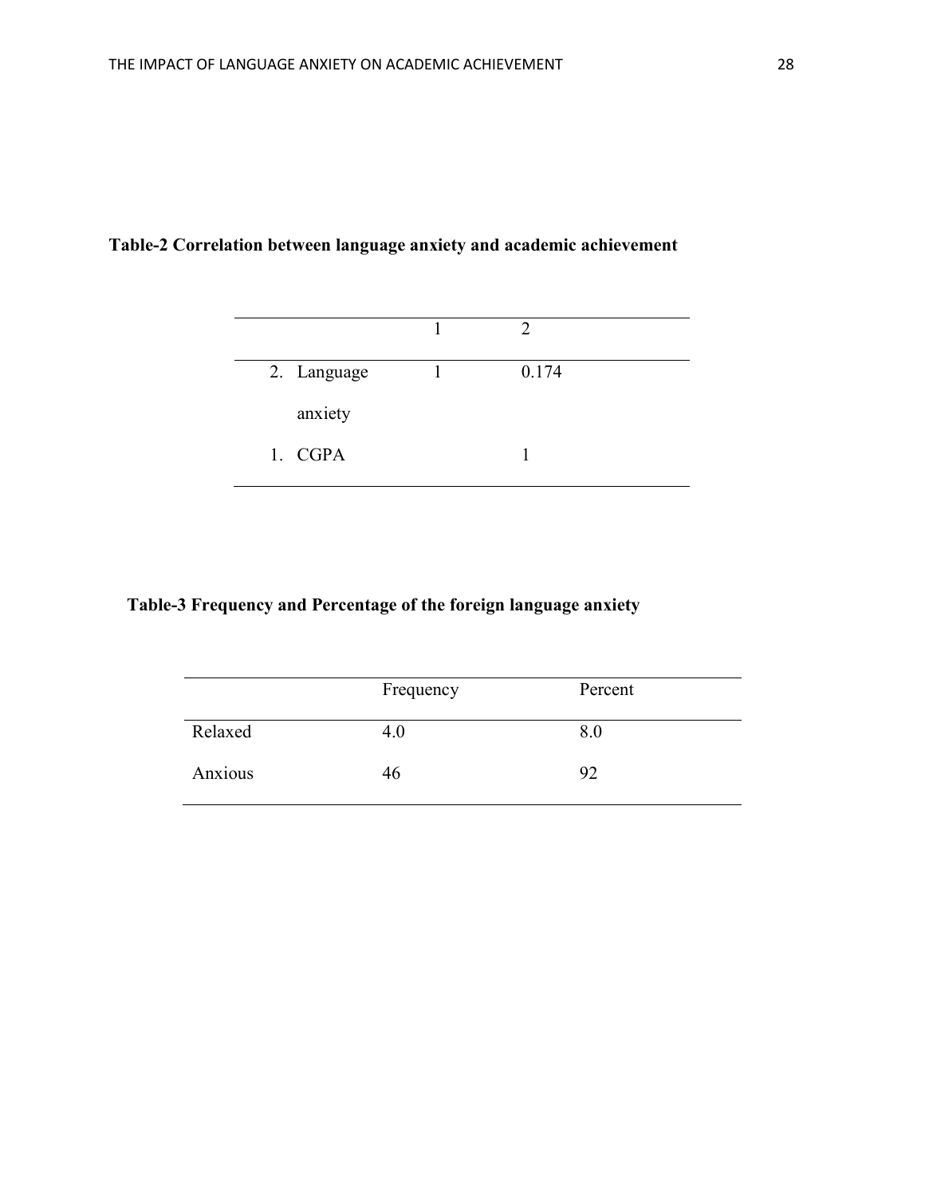**Table-2 Correlation between language anxiety and academic achievement**

| | 1 | 2 |
|---|---|---|
| 2. Language anxiety | 1 | 0.174 |
| 1. CGPA | | 1 |

**Table-3 Frequency and Percentage of the foreign language anxiety**

| | Frequency | Percent |
|---|---|---|
| Relaxed | 4.0 | 8.0 |
| Anxious | 46 | 92 |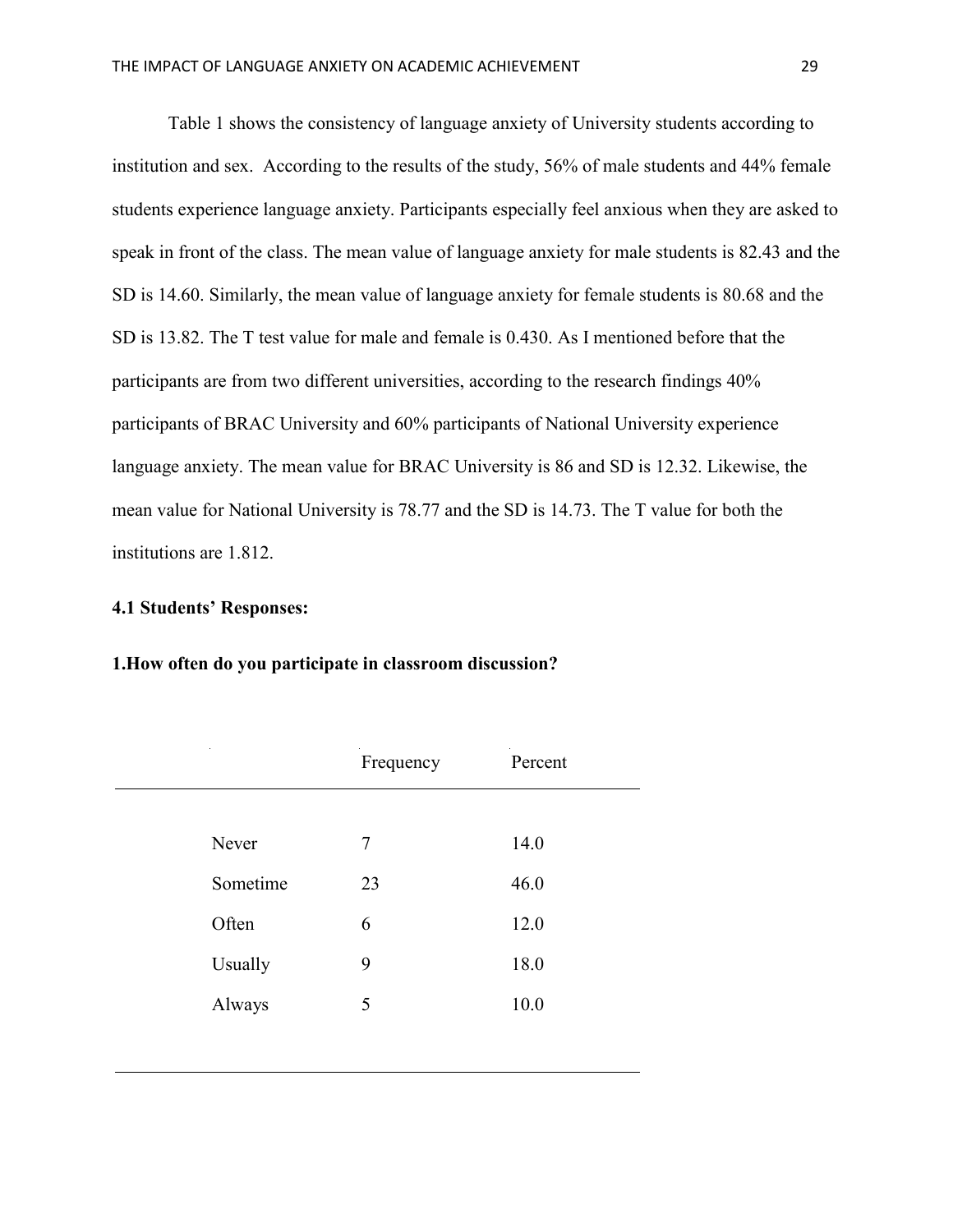Table 1 shows the consistency of language anxiety of University students according to institution and sex. According to the results of the study, 56% of male students and 44% female students experience language anxiety. Participants especially feel anxious when they are asked to speak in front of the class. The mean value of language anxiety for male students is 82.43 and the SD is 14.60. Similarly, the mean value of language anxiety for female students is 80.68 and the SD is 13.82. The T test value for male and female is 0.430. As I mentioned before that the participants are from two different universities, according to the research findings 40% participants of BRAC University and 60% participants of National University experience language anxiety. The mean value for BRAC University is 86 and SD is 12.32. Likewise, the mean value for National University is 78.77 and the SD is 14.73. The T value for both the institutions are 1.812.

### 4.1 Students' Responses:

**1.How often do you participate in classroom discussion?**

| | Frequency | Percent |
|---|---|---|
| Never | 7 | 14.0 |
| Sometime | 23 | 46.0 |
| Often | 6 | 12.0 |
| Usually | 9 | 18.0 |
| Always | 5 | 10.0 |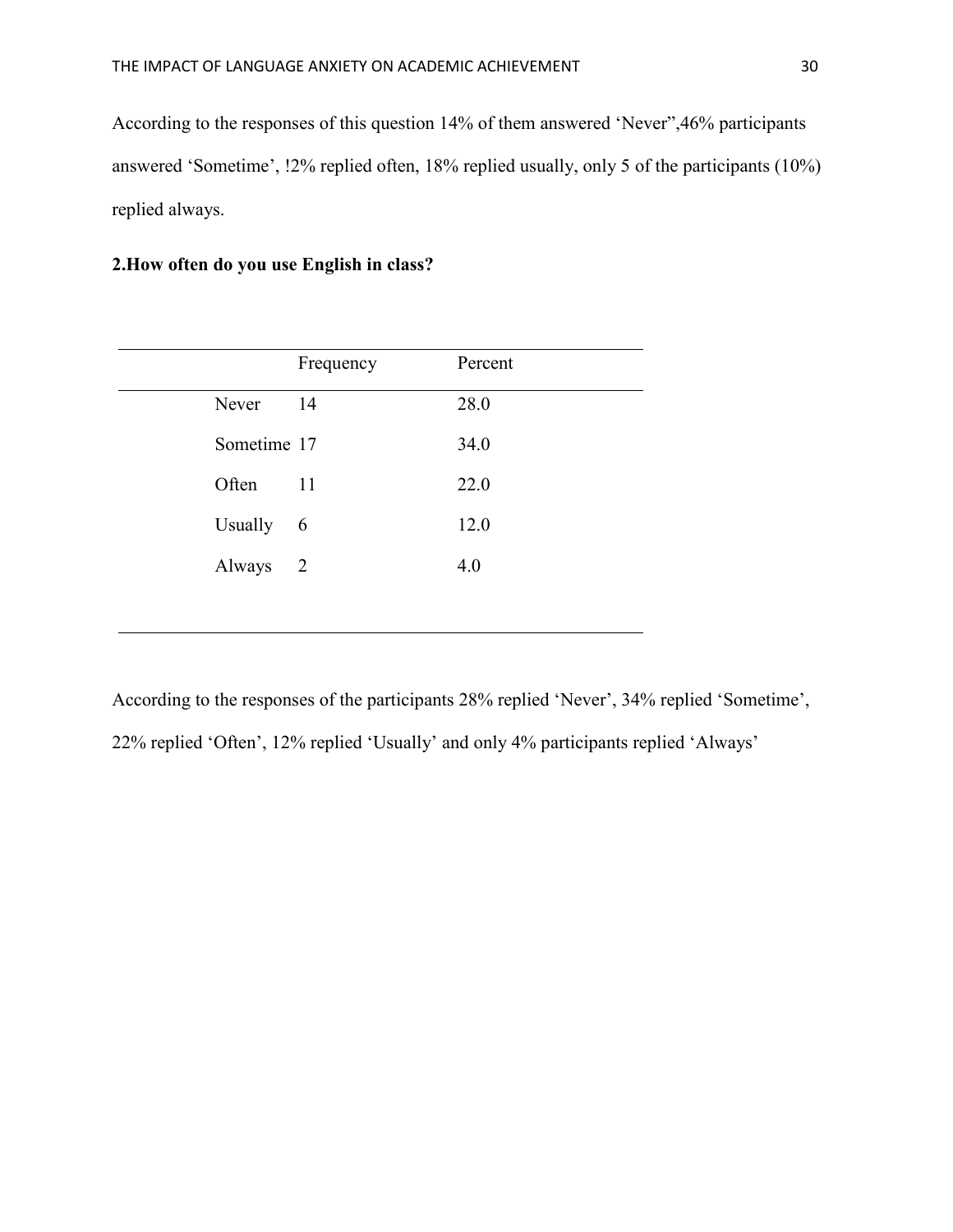According to the responses of this question 14% of them answered 'Never",46% participants answered 'Sometime', !2% replied often, 18% replied usually, only 5 of the participants (10%) replied always.

**2.How often do you use English in class?**

| | Frequency | Percent |
|---|---|---|
| Never | 14 | 28.0 |
| Sometime | 17 | 34.0 |
| Often | 11 | 22.0 |
| Usually | 6 | 12.0 |
| Always | 2 | 4.0 |

According to the responses of the participants 28% replied 'Never', 34% replied 'Sometime', 22% replied 'Often', 12% replied 'Usually' and only 4% participants replied 'Always'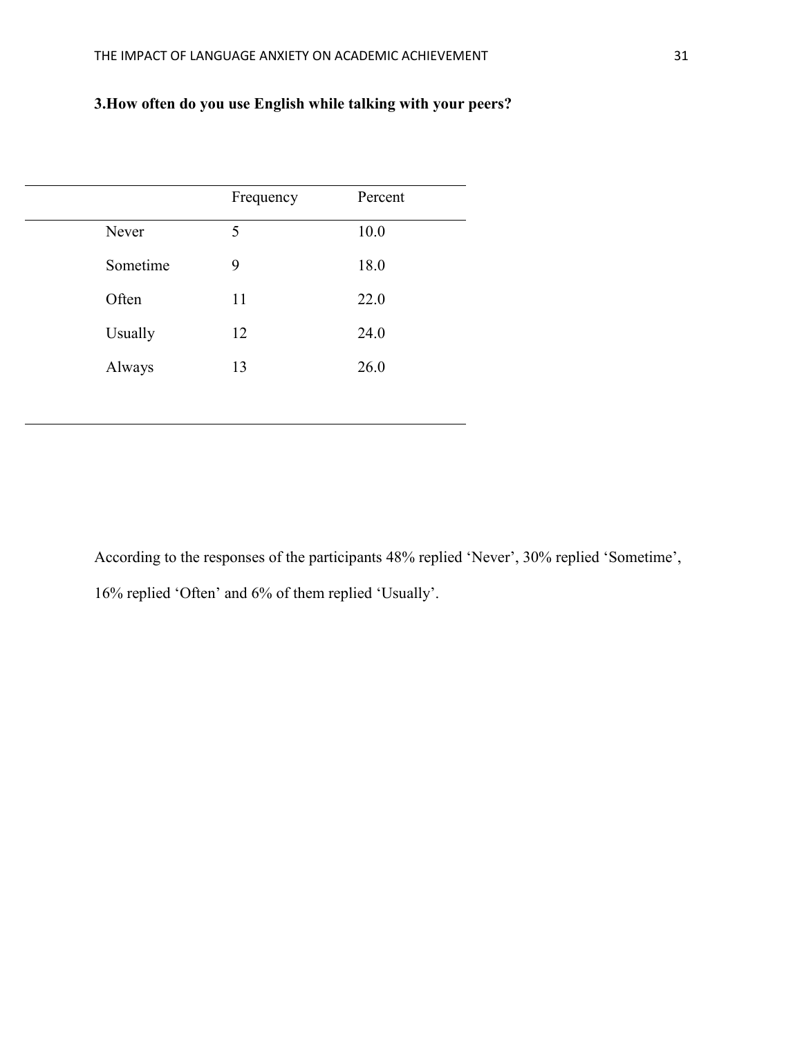**3.How often do you use English while talking with your peers?**

| | Frequency | Percent |
|---|---|---|
| Never | 5 | 10.0 |
| Sometime | 9 | 18.0 |
| Often | 11 | 22.0 |
| Usually | 12 | 24.0 |
| Always | 13 | 26.0 |

According to the responses of the participants 48% replied 'Never', 30% replied 'Sometime', 16% replied 'Often' and 6% of them replied 'Usually'.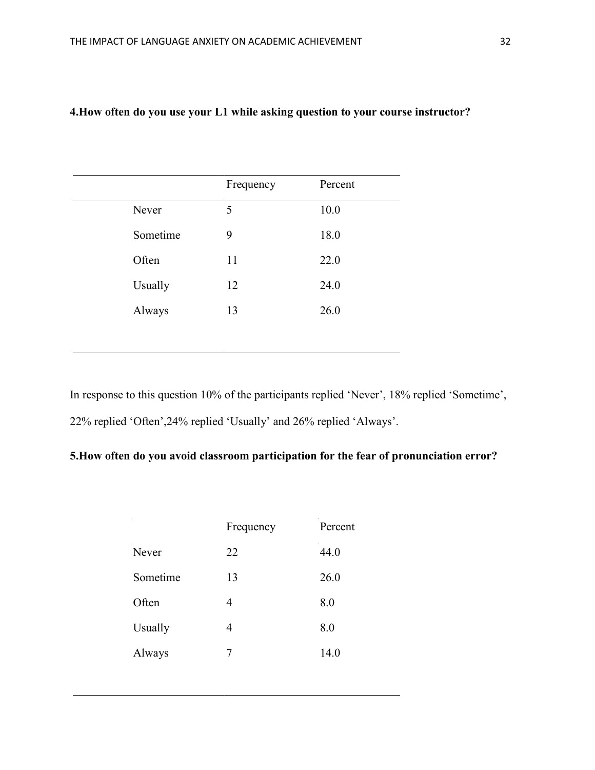**4.How often do you use your L1 while asking question to your course instructor?**

| | Frequency | Percent |
|---|---|---|
| Never | 5 | 10.0 |
| Sometime | 9 | 18.0 |
| Often | 11 | 22.0 |
| Usually | 12 | 24.0 |
| Always | 13 | 26.0 |

In response to this question 10% of the participants replied 'Never', 18% replied 'Sometime', 22% replied 'Often',24% replied 'Usually' and 26% replied 'Always'.

**5.How often do you avoid classroom participation for the fear of pronunciation error?**

| | Frequency | Percent |
|---|---|---|
| Never | 22 | 44.0 |
| Sometime | 13 | 26.0 |
| Often | 4 | 8.0 |
| Usually | 4 | 8.0 |
| Always | 7 | 14.0 |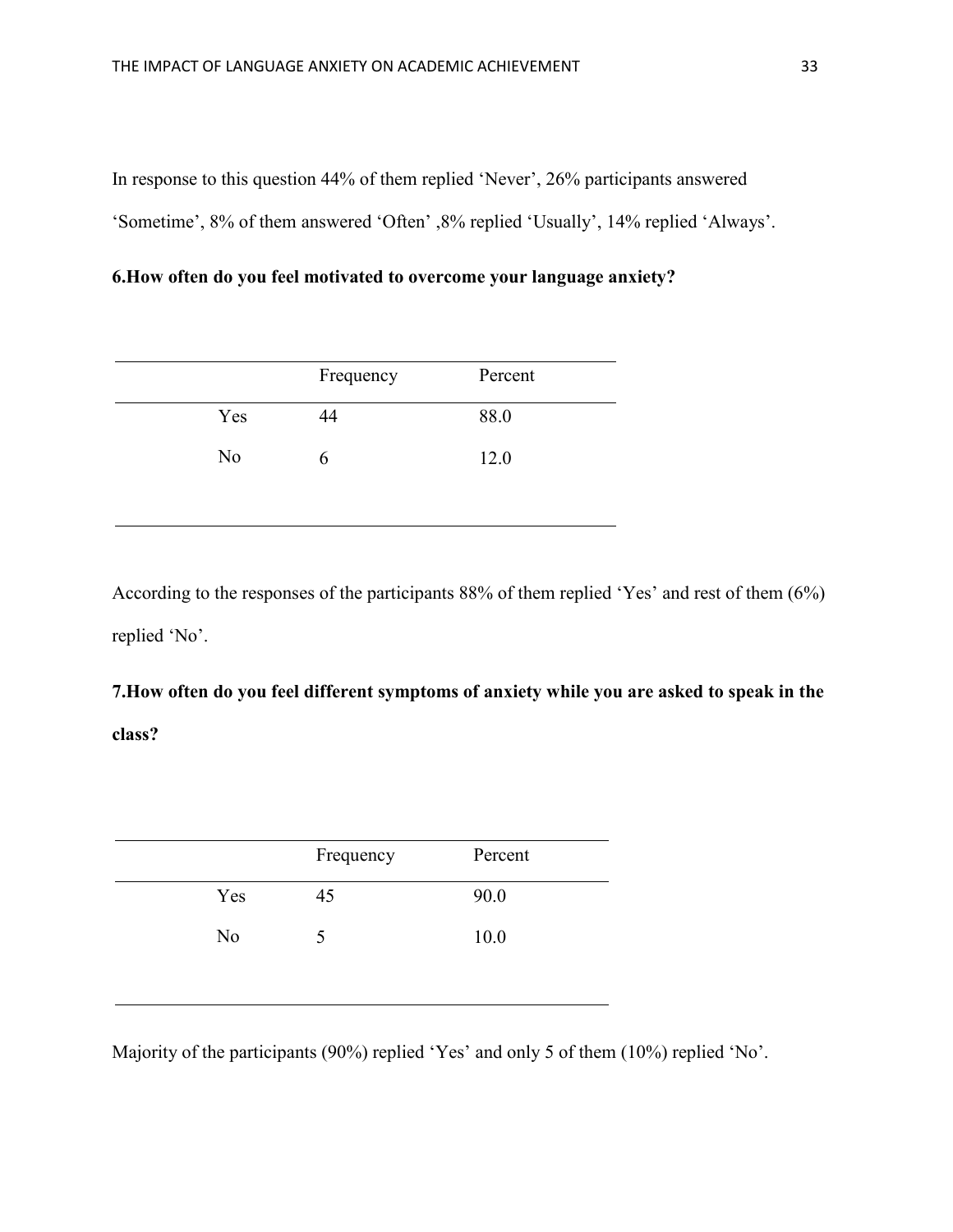In response to this question 44% of them replied 'Never', 26% participants answered 'Sometime', 8% of them answered 'Often' ,8% replied 'Usually', 14% replied 'Always'.

**6.How often do you feel motivated to overcome your language anxiety?**

| | Frequency | Percent |
|---|---|---|
| Yes | 44 | 88.0 |
| No | 6 | 12.0 |

According to the responses of the participants 88% of them replied 'Yes' and rest of them (6%) replied 'No'.

**7.How often do you feel different symptoms of anxiety while you are asked to speak in the class?**

| | Frequency | Percent |
|---|---|---|
| Yes | 45 | 90.0 |
| No | 5 | 10.0 |

Majority of the participants (90%) replied 'Yes' and only 5 of them (10%) replied 'No'.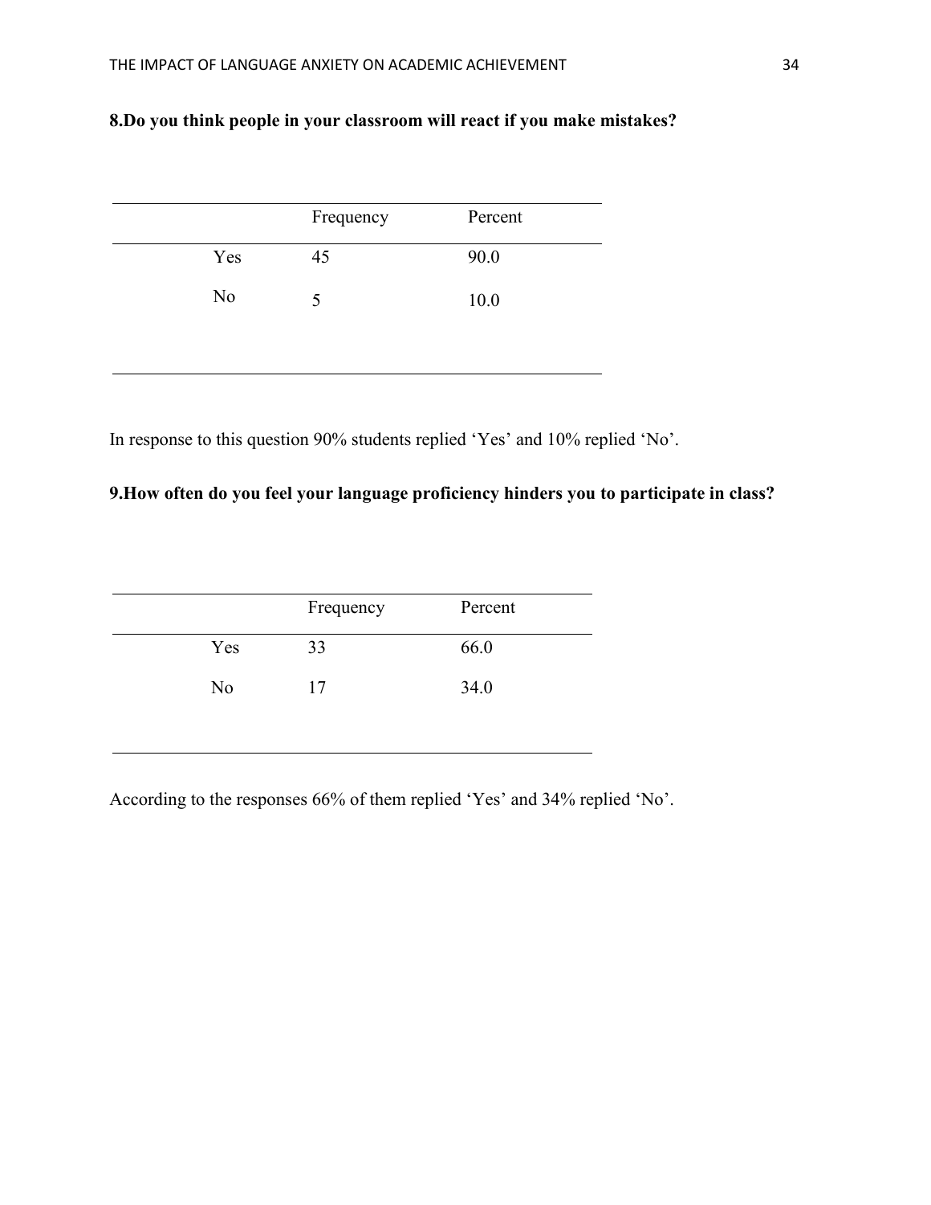**8.Do you think people in your classroom will react if you make mistakes?**

| | Frequency | Percent |
|---|---|---|
| Yes | 45 | 90.0 |
| No | 5 | 10.0 |

In response to this question 90% students replied 'Yes' and 10% replied 'No'.

**9.How often do you feel your language proficiency hinders you to participate in class?**

| | Frequency | Percent |
|---|---|---|
| Yes | 33 | 66.0 |
| No | 17 | 34.0 |

According to the responses 66% of them replied 'Yes' and 34% replied 'No'.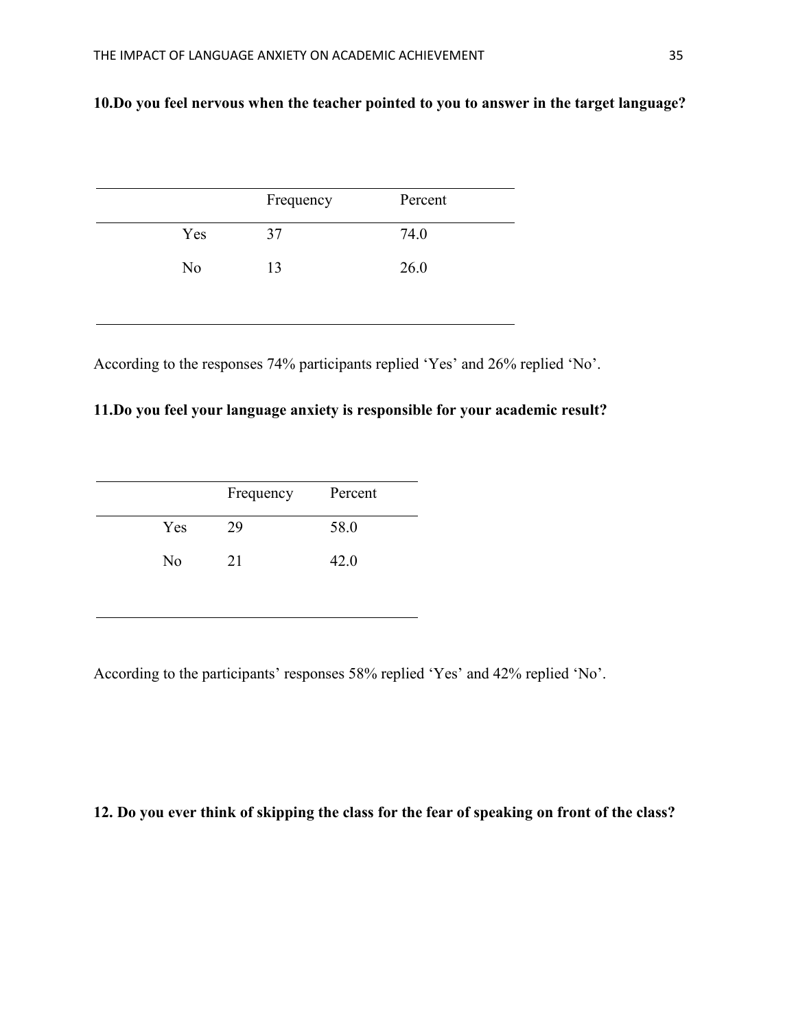**10.Do you feel nervous when the teacher pointed to you to answer in the target language?**

| | Frequency | Percent |
|---|---|---|
| Yes | 37 | 74.0 |
| No | 13 | 26.0 |

According to the responses 74% participants replied 'Yes' and 26% replied 'No'.

**11.Do you feel your language anxiety is responsible for your academic result?**

| | Frequency | Percent |
|---|---|---|
| Yes | 29 | 58.0 |
| No | 21 | 42.0 |

According to the participants' responses 58% replied 'Yes' and 42% replied 'No'.

**12. Do you ever think of skipping the class for the fear of speaking on front of the class?**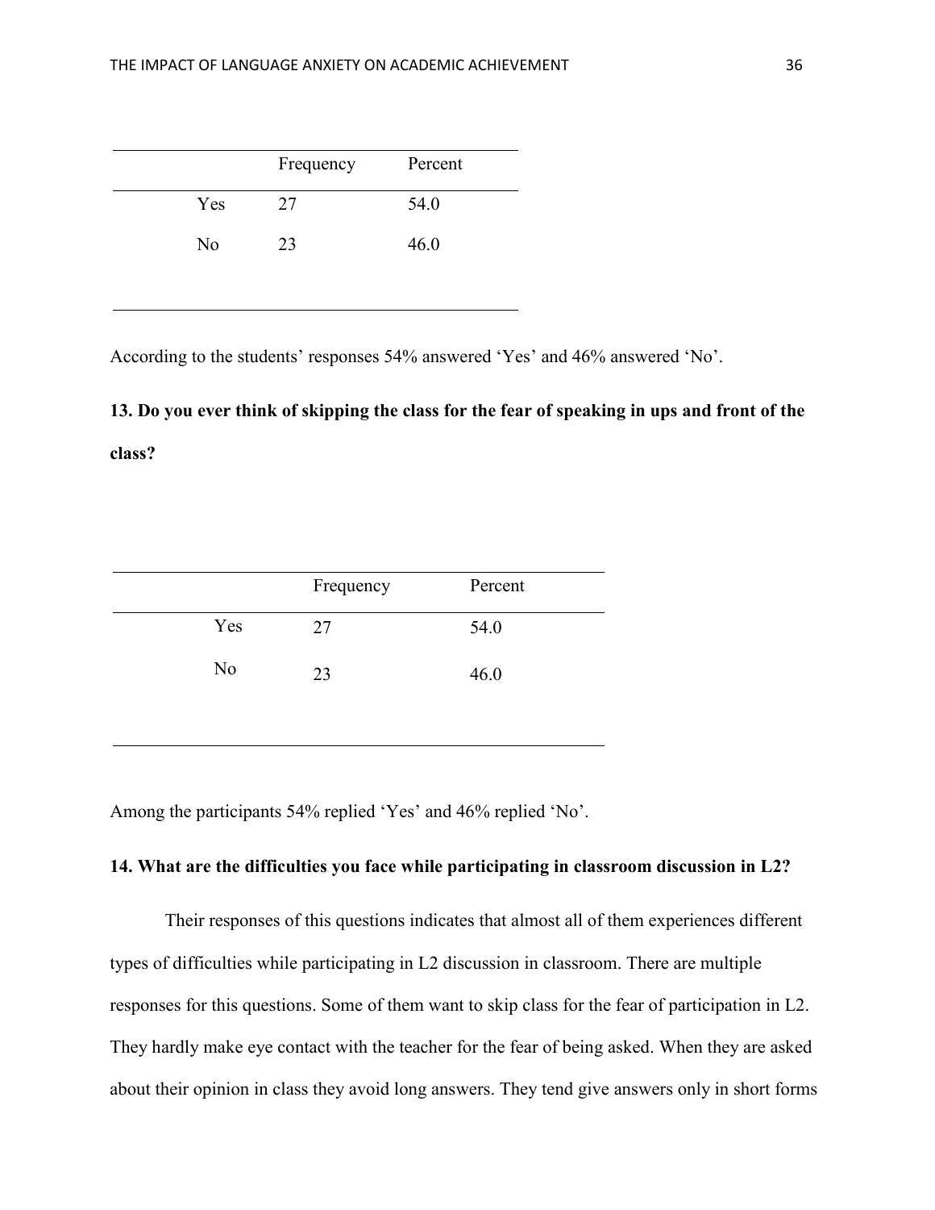| | Frequency | Percent |
|---|---|---|
| Yes | 27 | 54.0 |
| No | 23 | 46.0 |

According to the students' responses 54% answered 'Yes' and 46% answered 'No'.

**13. Do you ever think of skipping the class for the fear of speaking in ups and front of the class?**

| | Frequency | Percent |
|---|---|---|
| Yes | 27 | 54.0 |
| No | 23 | 46.0 |

Among the participants 54% replied 'Yes' and 46% replied 'No'.

**14. What are the difficulties you face while participating in classroom discussion in L2?**

Their responses of this questions indicates that almost all of them experiences different types of difficulties while participating in L2 discussion in classroom. There are multiple responses for this questions. Some of them want to skip class for the fear of participation in L2. They hardly make eye contact with the teacher for the fear of being asked. When they are asked about their opinion in class they avoid long answers. They tend give answers only in short forms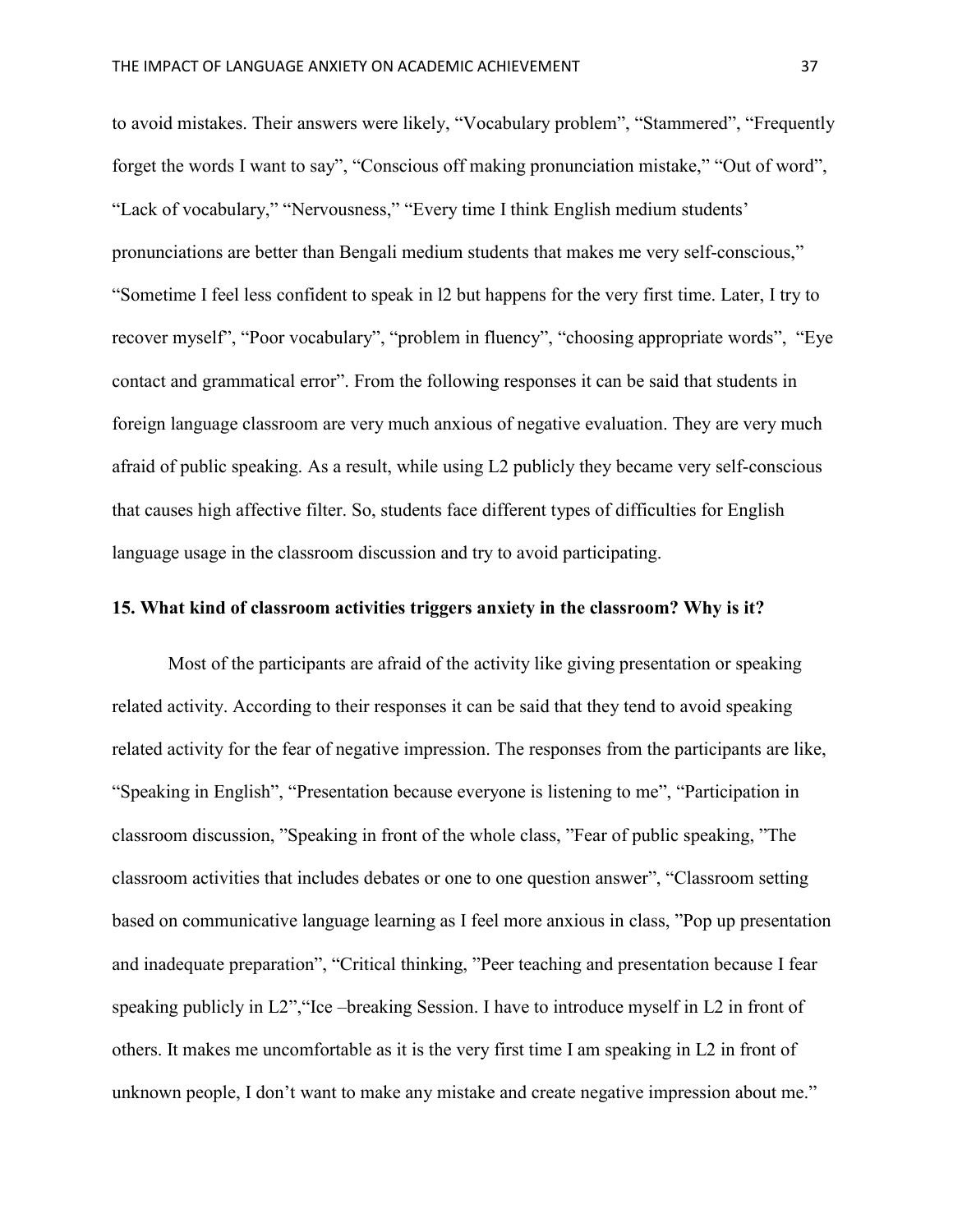to avoid mistakes. Their answers were likely, "Vocabulary problem", "Stammered", "Frequently forget the words I want to say", "Conscious off making pronunciation mistake," "Out of word", "Lack of vocabulary," "Nervousness," "Every time I think English medium students' pronunciations are better than Bengali medium students that makes me very self-conscious," "Sometime I feel less confident to speak in l2 but happens for the very first time. Later, I try to recover myself", "Poor vocabulary", "problem in fluency", "choosing appropriate words", "Eye contact and grammatical error". From the following responses it can be said that students in foreign language classroom are very much anxious of negative evaluation. They are very much afraid of public speaking. As a result, while using L2 publicly they became very self-conscious that causes high affective filter. So, students face different types of difficulties for English language usage in the classroom discussion and try to avoid participating.

**15. What kind of classroom activities triggers anxiety in the classroom? Why is it?**

Most of the participants are afraid of the activity like giving presentation or speaking related activity. According to their responses it can be said that they tend to avoid speaking related activity for the fear of negative impression. The responses from the participants are like, "Speaking in English", "Presentation because everyone is listening to me", "Participation in classroom discussion, "Speaking in front of the whole class, "Fear of public speaking, "The classroom activities that includes debates or one to one question answer", "Classroom setting based on communicative language learning as I feel more anxious in class, "Pop up presentation and inadequate preparation", "Critical thinking, "Peer teaching and presentation because I fear speaking publicly in L2","Ice –breaking Session. I have to introduce myself in L2 in front of others. It makes me uncomfortable as it is the very first time I am speaking in L2 in front of unknown people, I don't want to make any mistake and create negative impression about me."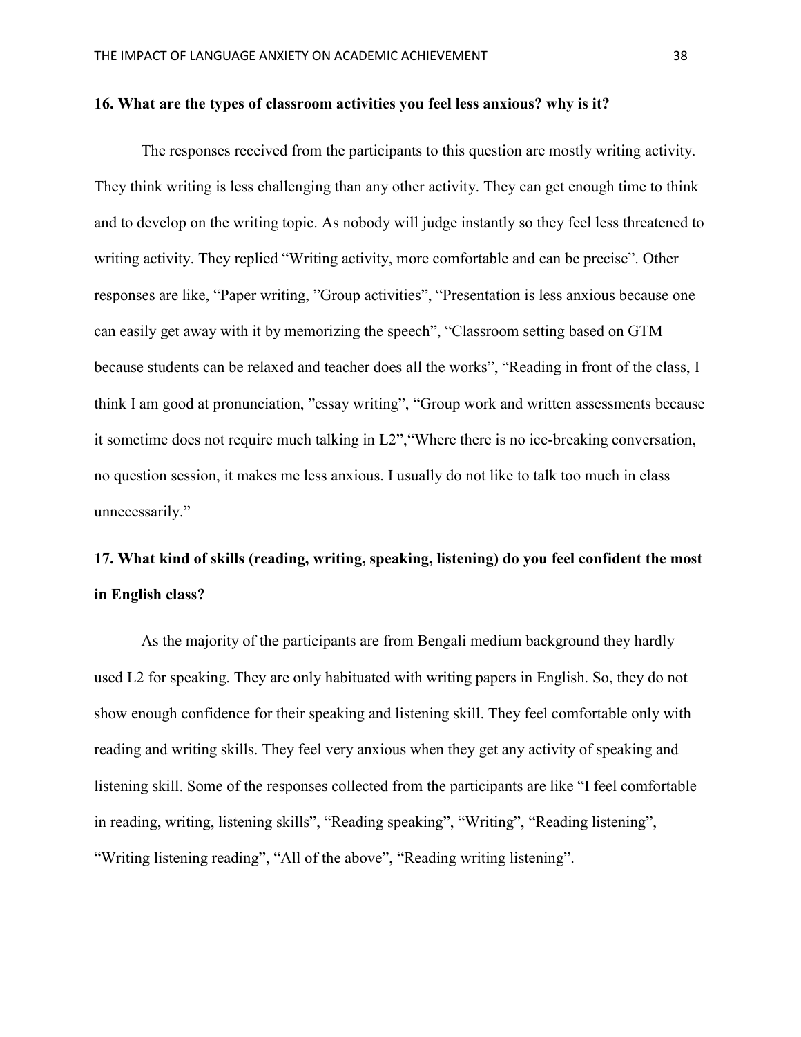**16. What are the types of classroom activities you feel less anxious? why is it?**

The responses received from the participants to this question are mostly writing activity. They think writing is less challenging than any other activity. They can get enough time to think and to develop on the writing topic. As nobody will judge instantly so they feel less threatened to writing activity. They replied "Writing activity, more comfortable and can be precise". Other responses are like, "Paper writing, "Group activities", "Presentation is less anxious because one can easily get away with it by memorizing the speech", "Classroom setting based on GTM because students can be relaxed and teacher does all the works", "Reading in front of the class, I think I am good at pronunciation, "essay writing", "Group work and written assessments because it sometime does not require much talking in L2","Where there is no ice-breaking conversation, no question session, it makes me less anxious. I usually do not like to talk too much in class unnecessarily."

**17. What kind of skills (reading, writing, speaking, listening) do you feel confident the most in English class?**

As the majority of the participants are from Bengali medium background they hardly used L2 for speaking. They are only habituated with writing papers in English. So, they do not show enough confidence for their speaking and listening skill. They feel comfortable only with reading and writing skills. They feel very anxious when they get any activity of speaking and listening skill. Some of the responses collected from the participants are like "I feel comfortable in reading, writing, listening skills", "Reading speaking", "Writing", "Reading listening", "Writing listening reading", "All of the above", "Reading writing listening".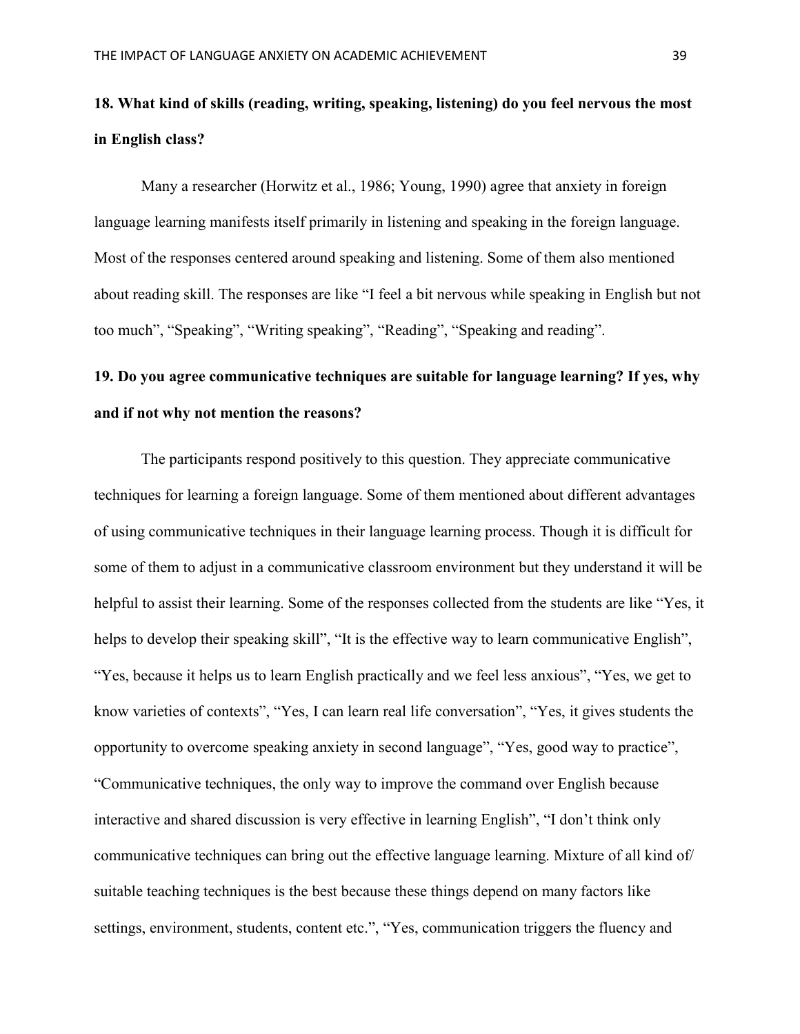**18. What kind of skills (reading, writing, speaking, listening) do you feel nervous the most in English class?**

Many a researcher (Horwitz et al., 1986; Young, 1990) agree that anxiety in foreign language learning manifests itself primarily in listening and speaking in the foreign language. Most of the responses centered around speaking and listening. Some of them also mentioned about reading skill. The responses are like "I feel a bit nervous while speaking in English but not too much", "Speaking", "Writing speaking", "Reading", "Speaking and reading".

**19. Do you agree communicative techniques are suitable for language learning? If yes, why and if not why not mention the reasons?**

The participants respond positively to this question. They appreciate communicative techniques for learning a foreign language. Some of them mentioned about different advantages of using communicative techniques in their language learning process. Though it is difficult for some of them to adjust in a communicative classroom environment but they understand it will be helpful to assist their learning. Some of the responses collected from the students are like "Yes, it helps to develop their speaking skill", "It is the effective way to learn communicative English", "Yes, because it helps us to learn English practically and we feel less anxious", "Yes, we get to know varieties of contexts", "Yes, I can learn real life conversation", "Yes, it gives students the opportunity to overcome speaking anxiety in second language", "Yes, good way to practice", "Communicative techniques, the only way to improve the command over English because interactive and shared discussion is very effective in learning English", "I don't think only communicative techniques can bring out the effective language learning. Mixture of all kind of/ suitable teaching techniques is the best because these things depend on many factors like settings, environment, students, content etc.", "Yes, communication triggers the fluency and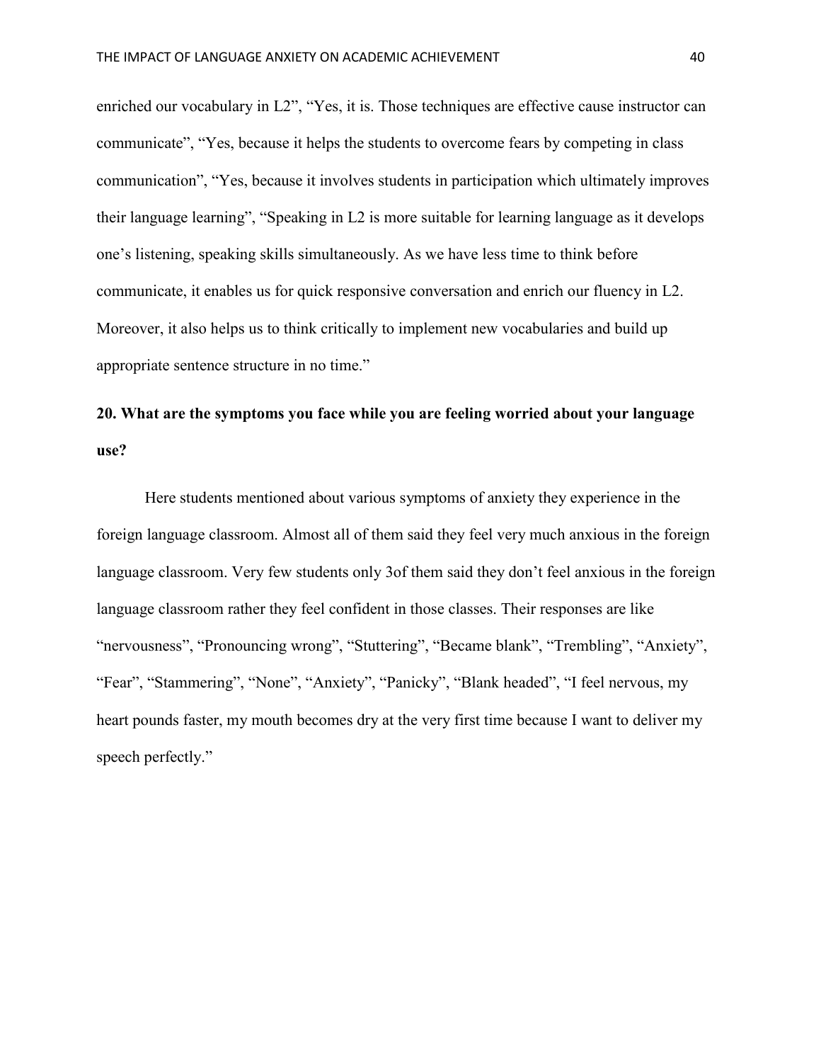enriched our vocabulary in L2", "Yes, it is. Those techniques are effective cause instructor can communicate", "Yes, because it helps the students to overcome fears by competing in class communication", "Yes, because it involves students in participation which ultimately improves their language learning", "Speaking in L2 is more suitable for learning language as it develops one's listening, speaking skills simultaneously. As we have less time to think before communicate, it enables us for quick responsive conversation and enrich our fluency in L2. Moreover, it also helps us to think critically to implement new vocabularies and build up appropriate sentence structure in no time."

**20. What are the symptoms you face while you are feeling worried about your language use?**

Here students mentioned about various symptoms of anxiety they experience in the foreign language classroom. Almost all of them said they feel very much anxious in the foreign language classroom. Very few students only 3of them said they don't feel anxious in the foreign language classroom rather they feel confident in those classes. Their responses are like "nervousness", "Pronouncing wrong", "Stuttering", "Became blank", "Trembling", "Anxiety", "Fear", "Stammering", "None", "Anxiety", "Panicky", "Blank headed", "I feel nervous, my heart pounds faster, my mouth becomes dry at the very first time because I want to deliver my speech perfectly."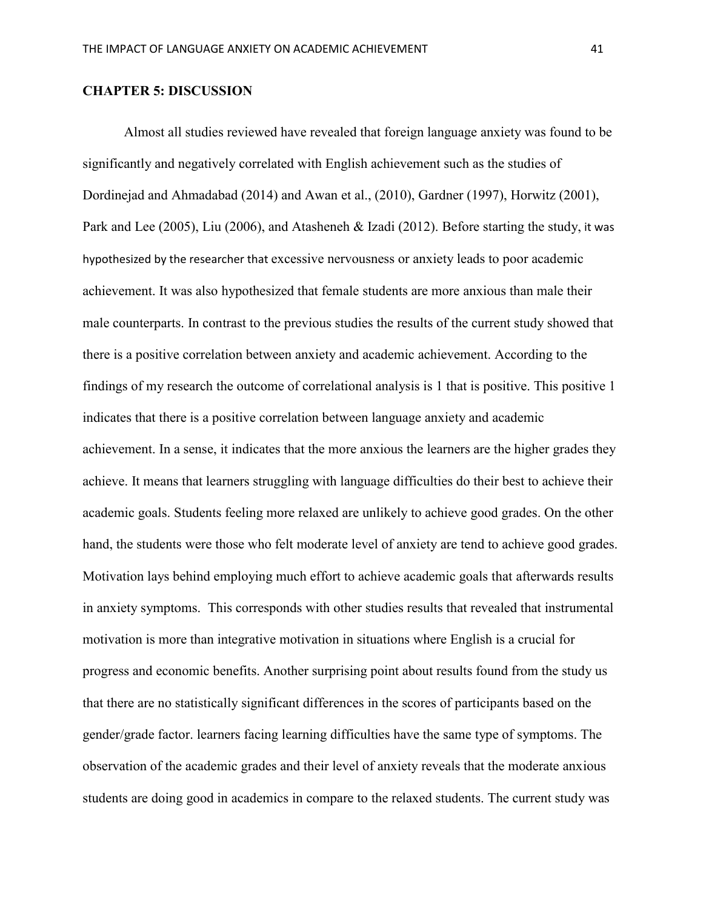## CHAPTER 5: DISCUSSION

Almost all studies reviewed have revealed that foreign language anxiety was found to be significantly and negatively correlated with English achievement such as the studies of Dordinejad and Ahmadabad (2014) and Awan et al., (2010), Gardner (1997), Horwitz (2001), Park and Lee (2005), Liu (2006), and Atasheneh & Izadi (2012). Before starting the study, it was hypothesized by the researcher that excessive nervousness or anxiety leads to poor academic achievement. It was also hypothesized that female students are more anxious than male their male counterparts. In contrast to the previous studies the results of the current study showed that there is a positive correlation between anxiety and academic achievement. According to the findings of my research the outcome of correlational analysis is 1 that is positive. This positive 1 indicates that there is a positive correlation between language anxiety and academic achievement. In a sense, it indicates that the more anxious the learners are the higher grades they achieve. It means that learners struggling with language difficulties do their best to achieve their academic goals. Students feeling more relaxed are unlikely to achieve good grades. On the other hand, the students were those who felt moderate level of anxiety are tend to achieve good grades. Motivation lays behind employing much effort to achieve academic goals that afterwards results in anxiety symptoms. This corresponds with other studies results that revealed that instrumental motivation is more than integrative motivation in situations where English is a crucial for progress and economic benefits. Another surprising point about results found from the study us that there are no statistically significant differences in the scores of participants based on the gender/grade factor. learners facing learning difficulties have the same type of symptoms. The observation of the academic grades and their level of anxiety reveals that the moderate anxious students are doing good in academics in compare to the relaxed students. The current study was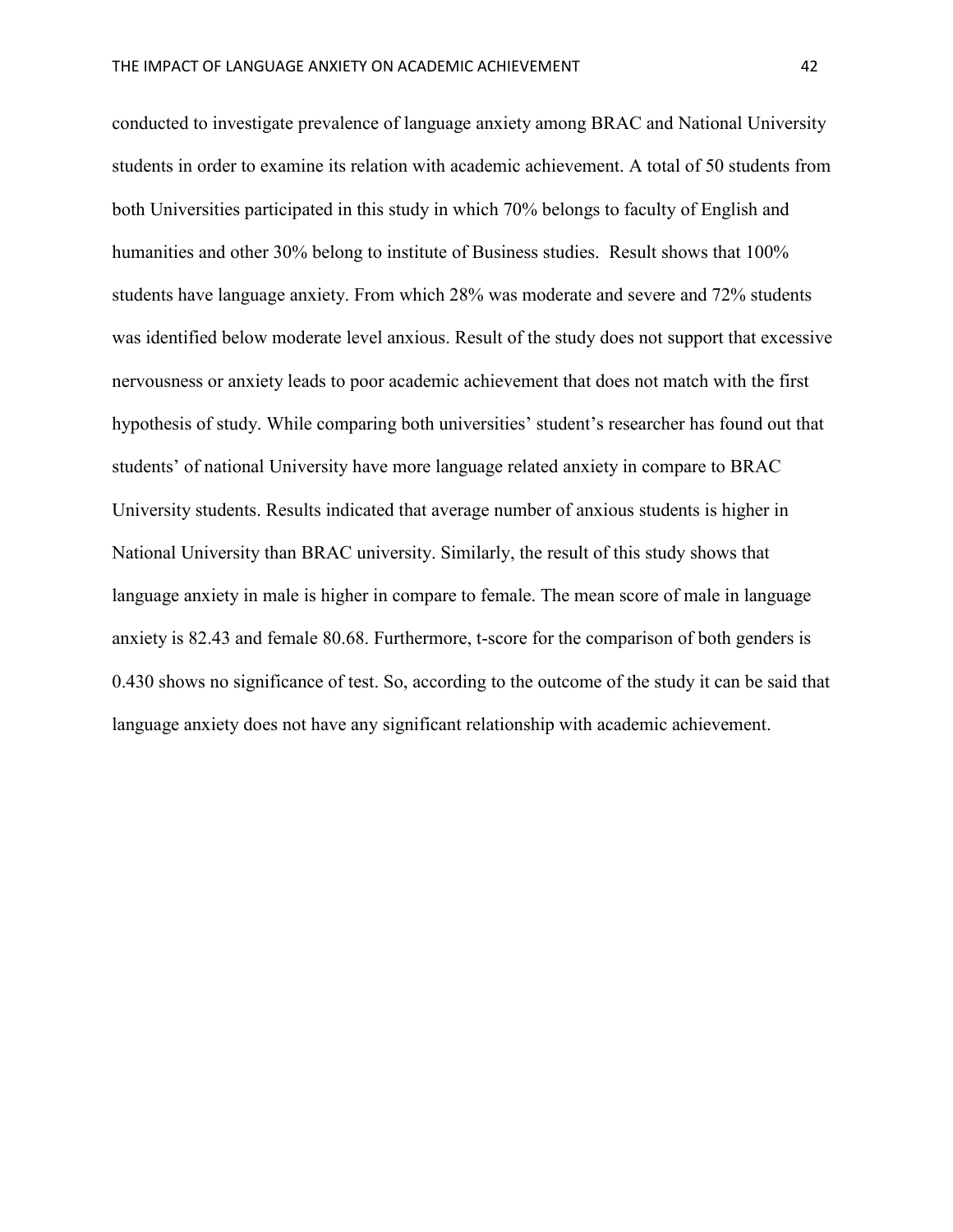conducted to investigate prevalence of language anxiety among BRAC and National University students in order to examine its relation with academic achievement. A total of 50 students from both Universities participated in this study in which 70% belongs to faculty of English and humanities and other 30% belong to institute of Business studies. Result shows that 100% students have language anxiety. From which 28% was moderate and severe and 72% students was identified below moderate level anxious. Result of the study does not support that excessive nervousness or anxiety leads to poor academic achievement that does not match with the first hypothesis of study. While comparing both universities' student's researcher has found out that students' of national University have more language related anxiety in compare to BRAC University students. Results indicated that average number of anxious students is higher in National University than BRAC university. Similarly, the result of this study shows that language anxiety in male is higher in compare to female. The mean score of male in language anxiety is 82.43 and female 80.68. Furthermore, t-score for the comparison of both genders is 0.430 shows no significance of test. So, according to the outcome of the study it can be said that language anxiety does not have any significant relationship with academic achievement.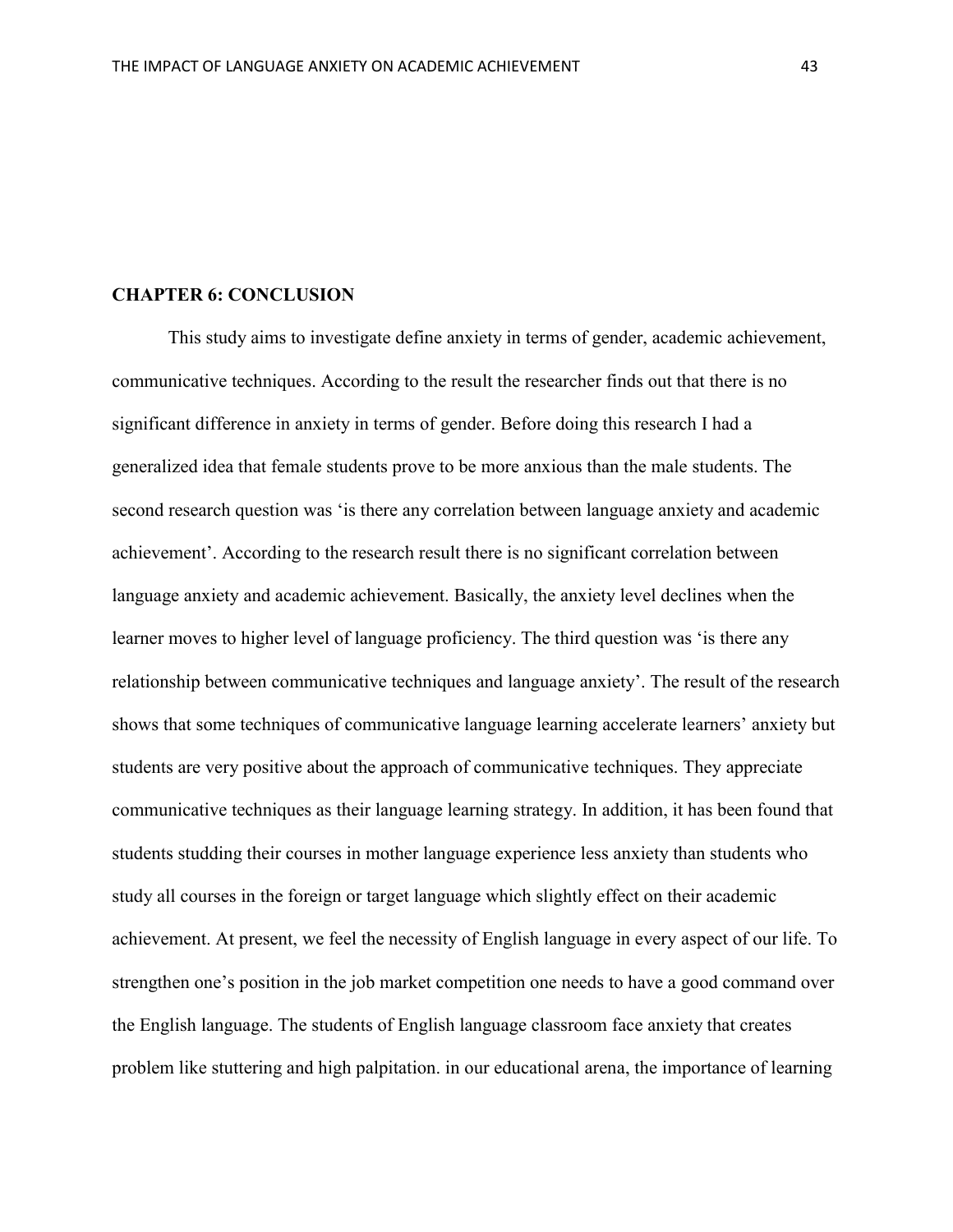# CHAPTER 6: CONCLUSION

This study aims to investigate define anxiety in terms of gender, academic achievement, communicative techniques. According to the result the researcher finds out that there is no significant difference in anxiety in terms of gender. Before doing this research I had a generalized idea that female students prove to be more anxious than the male students. The second research question was 'is there any correlation between language anxiety and academic achievement'. According to the research result there is no significant correlation between language anxiety and academic achievement. Basically, the anxiety level declines when the learner moves to higher level of language proficiency. The third question was 'is there any relationship between communicative techniques and language anxiety'. The result of the research shows that some techniques of communicative language learning accelerate learners' anxiety but students are very positive about the approach of communicative techniques. They appreciate communicative techniques as their language learning strategy. In addition, it has been found that students studding their courses in mother language experience less anxiety than students who study all courses in the foreign or target language which slightly effect on their academic achievement. At present, we feel the necessity of English language in every aspect of our life. To strengthen one's position in the job market competition one needs to have a good command over the English language. The students of English language classroom face anxiety that creates problem like stuttering and high palpitation. in our educational arena, the importance of learning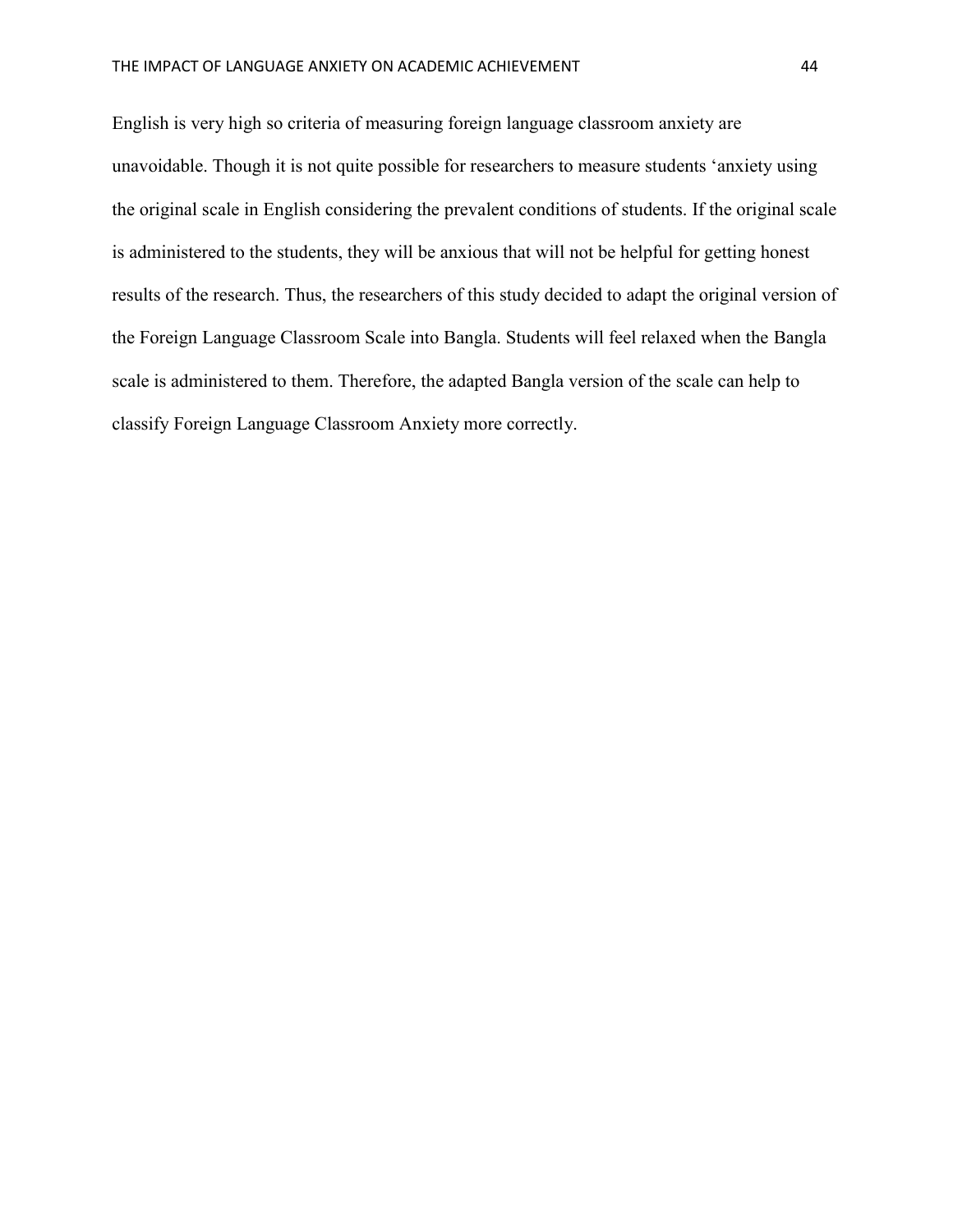English is very high so criteria of measuring foreign language classroom anxiety are unavoidable. Though it is not quite possible for researchers to measure students ‘anxiety using the original scale in English considering the prevalent conditions of students. If the original scale is administered to the students, they will be anxious that will not be helpful for getting honest results of the research. Thus, the researchers of this study decided to adapt the original version of the Foreign Language Classroom Scale into Bangla. Students will feel relaxed when the Bangla scale is administered to them. Therefore, the adapted Bangla version of the scale can help to classify Foreign Language Classroom Anxiety more correctly.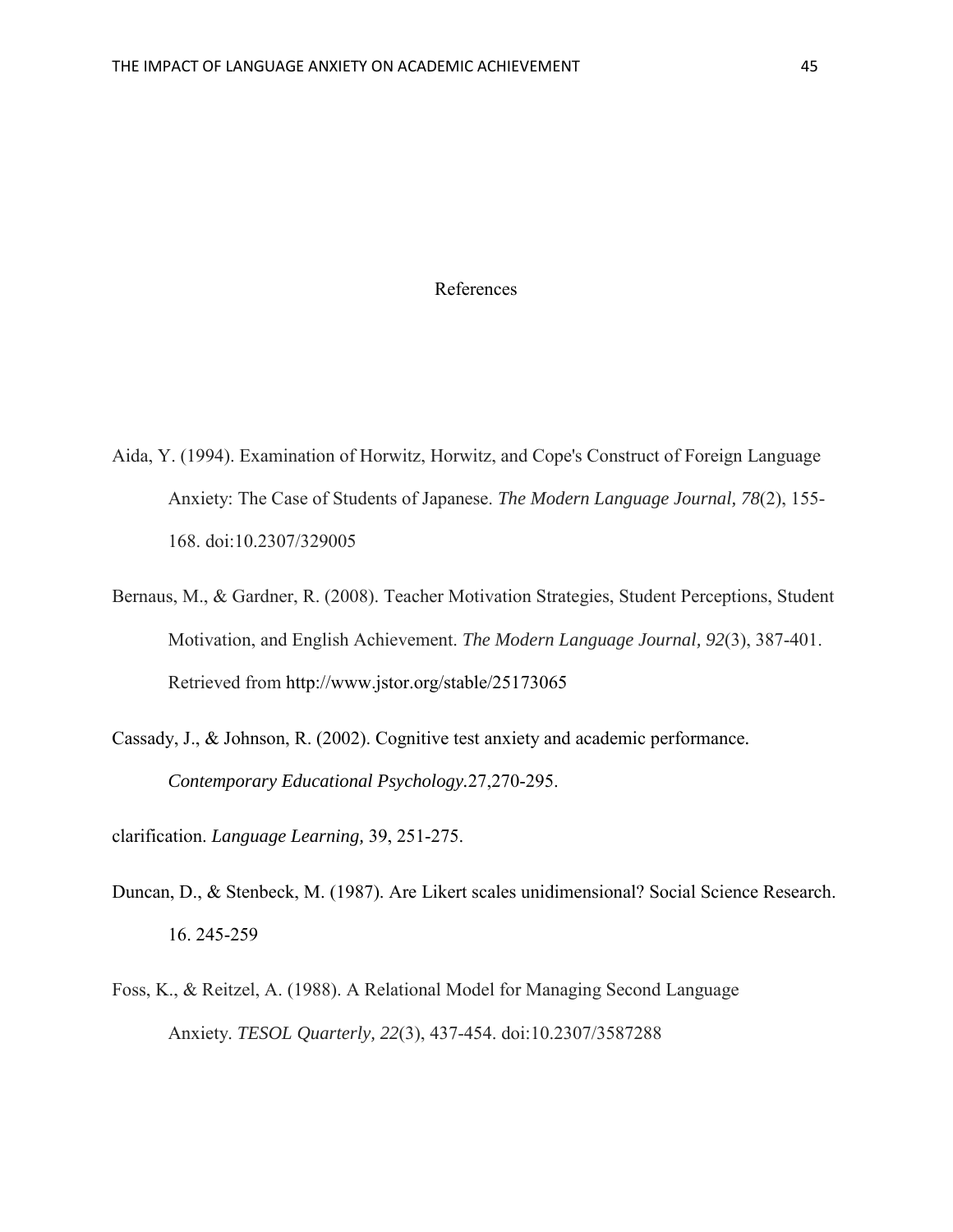# References

Aida, Y. (1994). Examination of Horwitz, Horwitz, and Cope's Construct of Foreign Language Anxiety: The Case of Students of Japanese. *The Modern Language Journal, 78*(2), 155-168. doi:10.2307/329005

Bernaus, M., & Gardner, R. (2008). Teacher Motivation Strategies, Student Perceptions, Student Motivation, and English Achievement. *The Modern Language Journal, 92*(3), 387-401. Retrieved from http://www.jstor.org/stable/25173065

Cassady, J., & Johnson, R. (2002). Cognitive test anxiety and academic performance. *Contemporary Educational Psychology.*27,270-295.

clarification. *Language Learning,* 39, 251-275.

Duncan, D., & Stenbeck, M. (1987). Are Likert scales unidimensional? Social Science Research. 16. 245-259

Foss, K., & Reitzel, A. (1988). A Relational Model for Managing Second Language Anxiety. *TESOL Quarterly, 22*(3), 437-454. doi:10.2307/3587288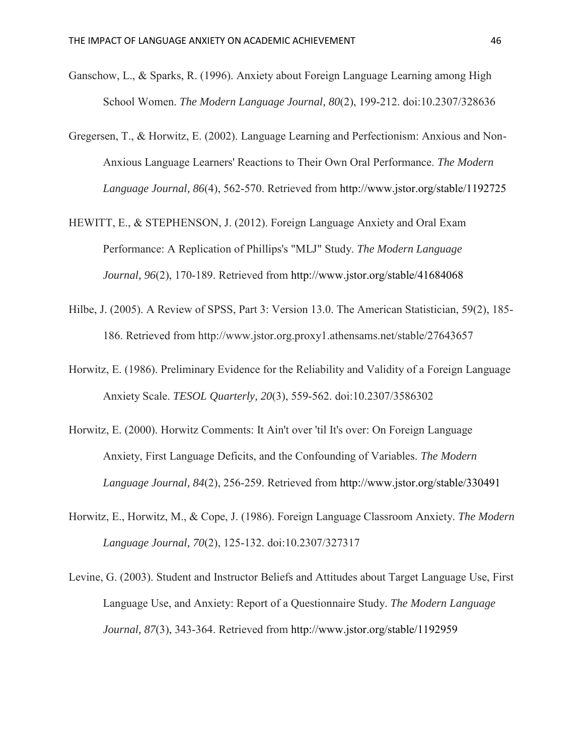Ganschow, L., & Sparks, R. (1996). Anxiety about Foreign Language Learning among High School Women. *The Modern Language Journal, 80*(2), 199-212. doi:10.2307/328636

Gregersen, T., & Horwitz, E. (2002). Language Learning and Perfectionism: Anxious and Non-Anxious Language Learners' Reactions to Their Own Oral Performance. *The Modern Language Journal, 86*(4), 562-570. Retrieved from http://www.jstor.org/stable/1192725

HEWITT, E., & STEPHENSON, J. (2012). Foreign Language Anxiety and Oral Exam Performance: A Replication of Phillips's "MLJ" Study. *The Modern Language Journal, 96*(2), 170-189. Retrieved from http://www.jstor.org/stable/41684068

Hilbe, J. (2005). A Review of SPSS, Part 3: Version 13.0. The American Statistician, 59(2), 185-186. Retrieved from http://www.jstor.org.proxy1.athensams.net/stable/27643657

Horwitz, E. (1986). Preliminary Evidence for the Reliability and Validity of a Foreign Language Anxiety Scale. *TESOL Quarterly, 20*(3), 559-562. doi:10.2307/3586302

Horwitz, E. (2000). Horwitz Comments: It Ain't over 'til It's over: On Foreign Language Anxiety, First Language Deficits, and the Confounding of Variables. *The Modern Language Journal, 84*(2), 256-259. Retrieved from http://www.jstor.org/stable/330491

Horwitz, E., Horwitz, M., & Cope, J. (1986). Foreign Language Classroom Anxiety. *The Modern Language Journal, 70*(2), 125-132. doi:10.2307/327317

Levine, G. (2003). Student and Instructor Beliefs and Attitudes about Target Language Use, First Language Use, and Anxiety: Report of a Questionnaire Study. *The Modern Language Journal, 87*(3), 343-364. Retrieved from http://www.jstor.org/stable/1192959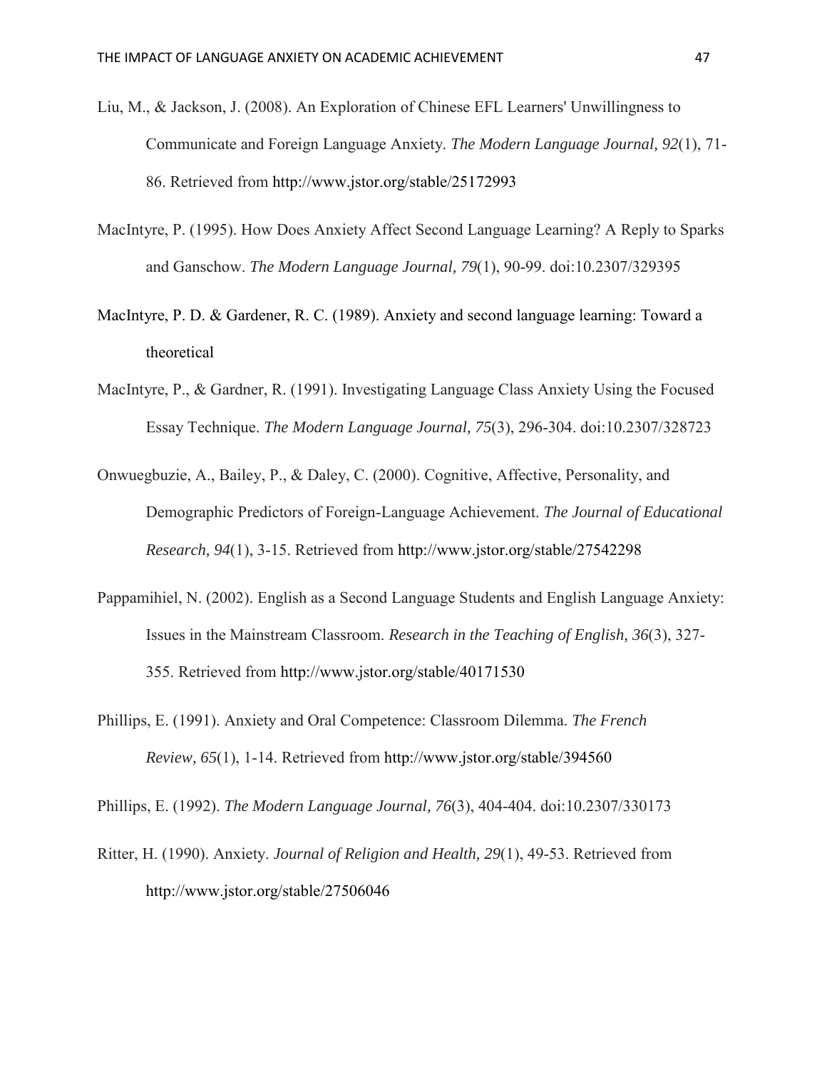Liu, M., & Jackson, J. (2008). An Exploration of Chinese EFL Learners' Unwillingness to Communicate and Foreign Language Anxiety. *The Modern Language Journal, 92*(1), 71-86. Retrieved from http://www.jstor.org/stable/25172993

MacIntyre, P. (1995). How Does Anxiety Affect Second Language Learning? A Reply to Sparks and Ganschow. *The Modern Language Journal, 79*(1), 90-99. doi:10.2307/329395

MacIntyre, P. D. & Gardener, R. C. (1989). Anxiety and second language learning: Toward a theoretical

MacIntyre, P., & Gardner, R. (1991). Investigating Language Class Anxiety Using the Focused Essay Technique. *The Modern Language Journal, 75*(3), 296-304. doi:10.2307/328723

Onwuegbuzie, A., Bailey, P., & Daley, C. (2000). Cognitive, Affective, Personality, and Demographic Predictors of Foreign-Language Achievement. *The Journal of Educational Research, 94*(1), 3-15. Retrieved from http://www.jstor.org/stable/27542298

Pappamihiel, N. (2002). English as a Second Language Students and English Language Anxiety: Issues in the Mainstream Classroom. *Research in the Teaching of English, 36*(3), 327-355. Retrieved from http://www.jstor.org/stable/40171530

Phillips, E. (1991). Anxiety and Oral Competence: Classroom Dilemma. *The French Review, 65*(1), 1-14. Retrieved from http://www.jstor.org/stable/394560

Phillips, E. (1992). *The Modern Language Journal, 76*(3), 404-404. doi:10.2307/330173

Ritter, H. (1990). Anxiety. *Journal of Religion and Health, 29*(1), 49-53. Retrieved from http://www.jstor.org/stable/27506046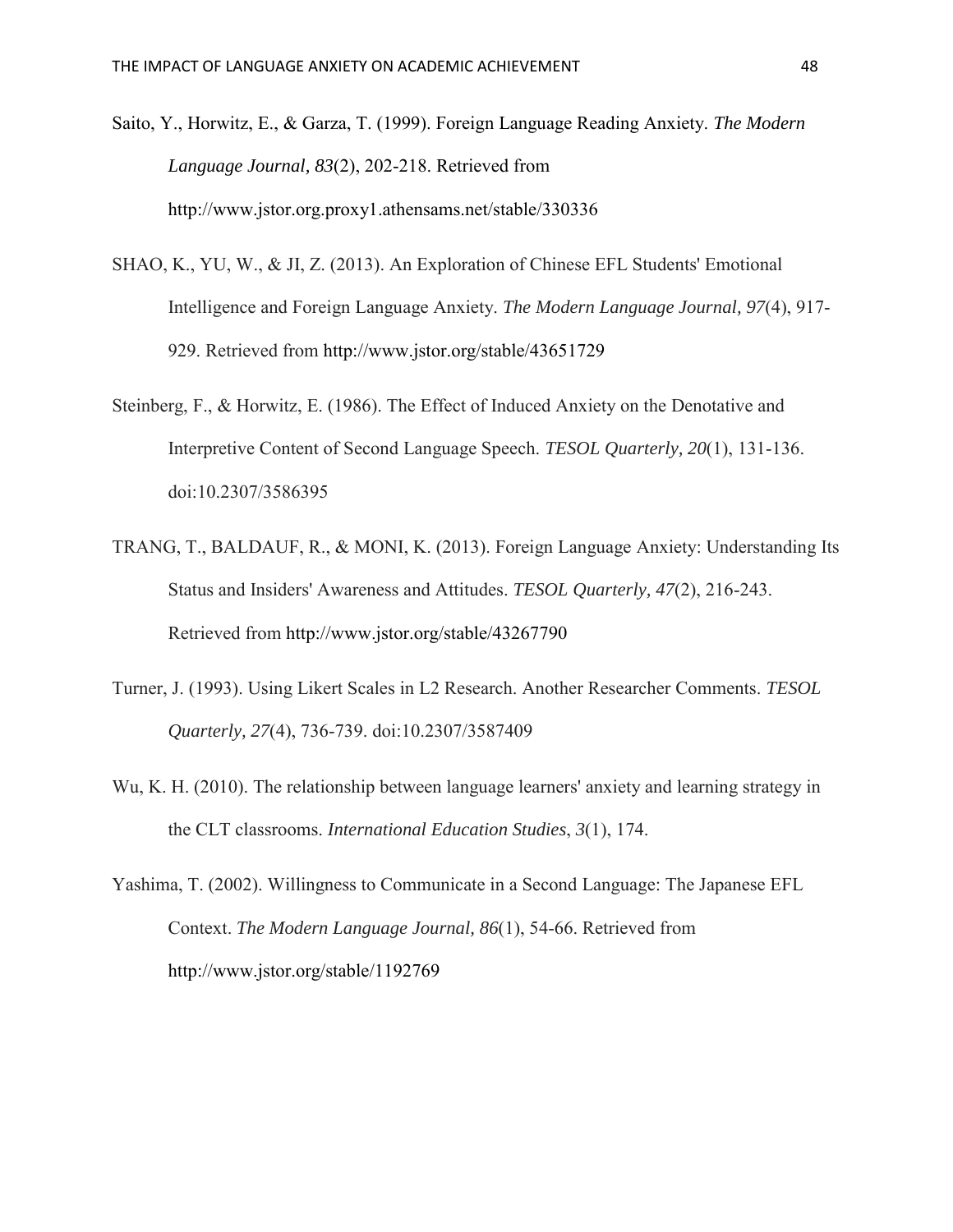Saito, Y., Horwitz, E., & Garza, T. (1999). Foreign Language Reading Anxiety. *The Modern Language Journal, 83*(2), 202-218. Retrieved from http://www.jstor.org.proxy1.athensams.net/stable/330336

SHAO, K., YU, W., & JI, Z. (2013). An Exploration of Chinese EFL Students' Emotional Intelligence and Foreign Language Anxiety. *The Modern Language Journal, 97*(4), 917-929. Retrieved from http://www.jstor.org/stable/43651729

Steinberg, F., & Horwitz, E. (1986). The Effect of Induced Anxiety on the Denotative and Interpretive Content of Second Language Speech. *TESOL Quarterly, 20*(1), 131-136. doi:10.2307/3586395

TRANG, T., BALDAUF, R., & MONI, K. (2013). Foreign Language Anxiety: Understanding Its Status and Insiders' Awareness and Attitudes. *TESOL Quarterly, 47*(2), 216-243. Retrieved from http://www.jstor.org/stable/43267790

Turner, J. (1993). Using Likert Scales in L2 Research. Another Researcher Comments. *TESOL Quarterly, 27*(4), 736-739. doi:10.2307/3587409

Wu, K. H. (2010). The relationship between language learners' anxiety and learning strategy in the CLT classrooms. *International Education Studies*, *3*(1), 174.

Yashima, T. (2002). Willingness to Communicate in a Second Language: The Japanese EFL Context. *The Modern Language Journal, 86*(1), 54-66. Retrieved from http://www.jstor.org/stable/1192769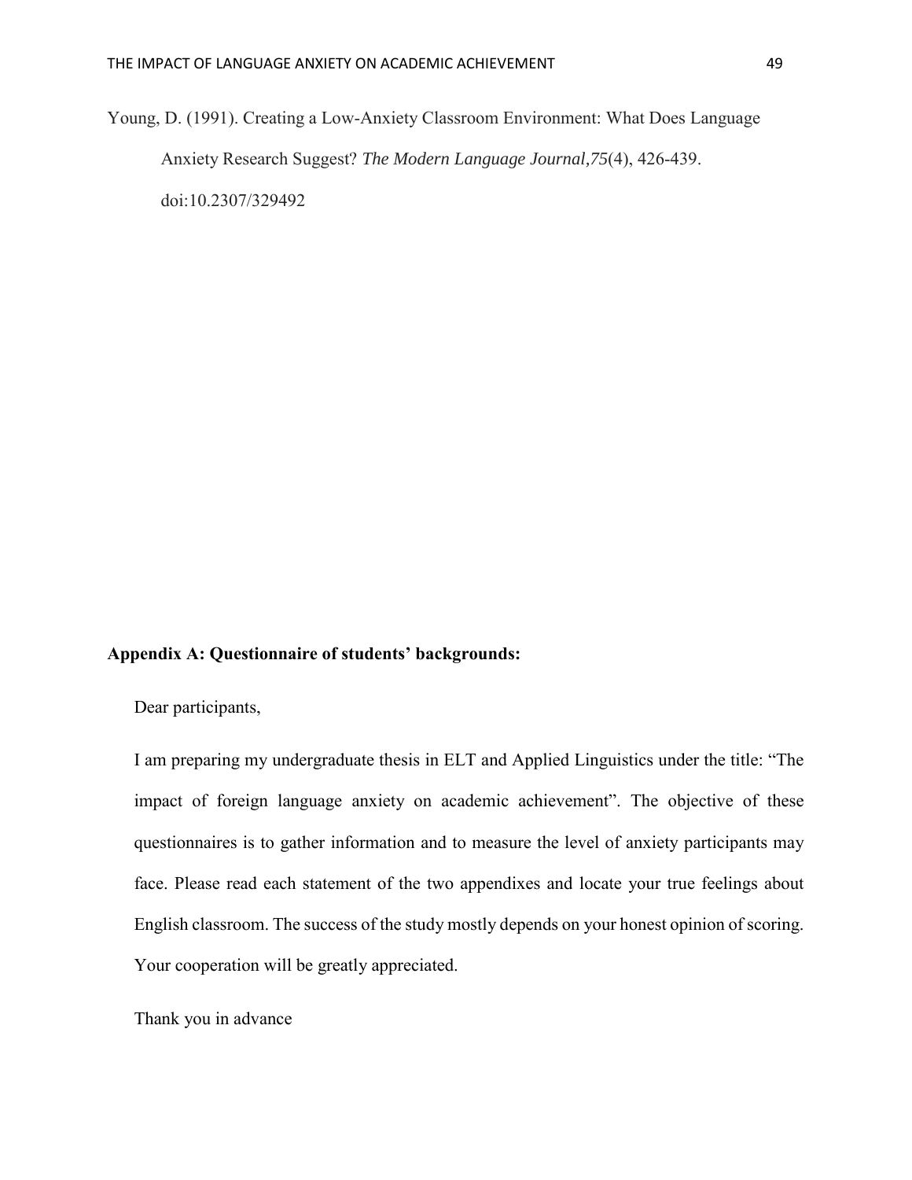Young, D. (1991). Creating a Low-Anxiety Classroom Environment: What Does Language Anxiety Research Suggest? *The Modern Language Journal,75*(4), 426-439. doi:10.2307/329492

**Appendix A: Questionnaire of students' backgrounds:**

Dear participants,

I am preparing my undergraduate thesis in ELT and Applied Linguistics under the title: "The impact of foreign language anxiety on academic achievement". The objective of these questionnaires is to gather information and to measure the level of anxiety participants may face. Please read each statement of the two appendixes and locate your true feelings about English classroom. The success of the study mostly depends on your honest opinion of scoring. Your cooperation will be greatly appreciated.

Thank you in advance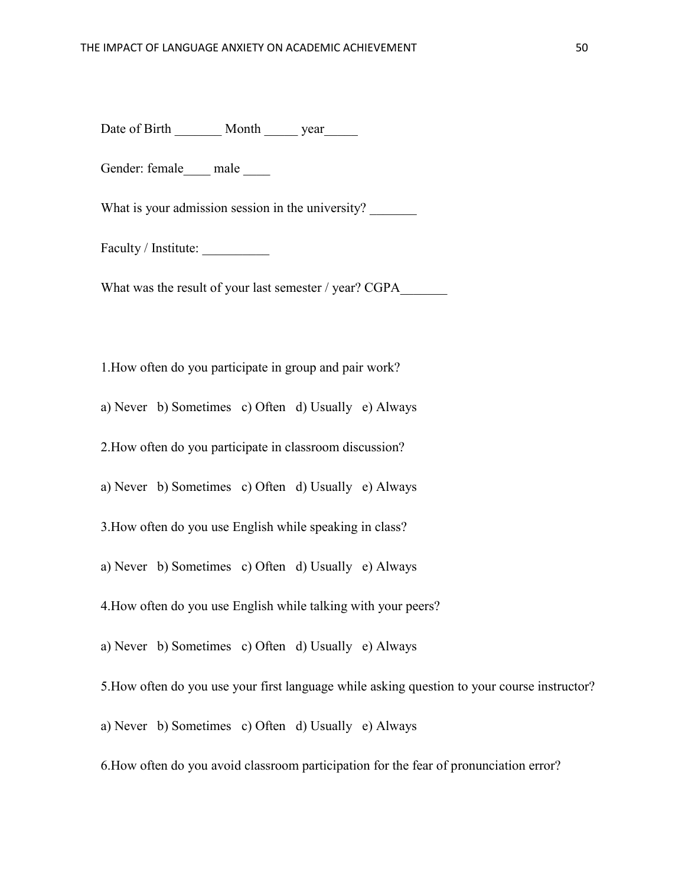Date of Birth _______ Month _____ year_____

Gender: female____ male ____

What is your admission session in the university? _______

Faculty / Institute: __________

What was the result of your last semester / year? CGPA_______

1.How often do you participate in group and pair work?

a) Never b) Sometimes c) Often d) Usually e) Always

2.How often do you participate in classroom discussion?

a) Never b) Sometimes c) Often d) Usually e) Always

3.How often do you use English while speaking in class?

a) Never b) Sometimes c) Often d) Usually e) Always

4.How often do you use English while talking with your peers?

a) Never b) Sometimes c) Often d) Usually e) Always

5.How often do you use your first language while asking question to your course instructor?

a) Never b) Sometimes c) Often d) Usually e) Always

6.How often do you avoid classroom participation for the fear of pronunciation error?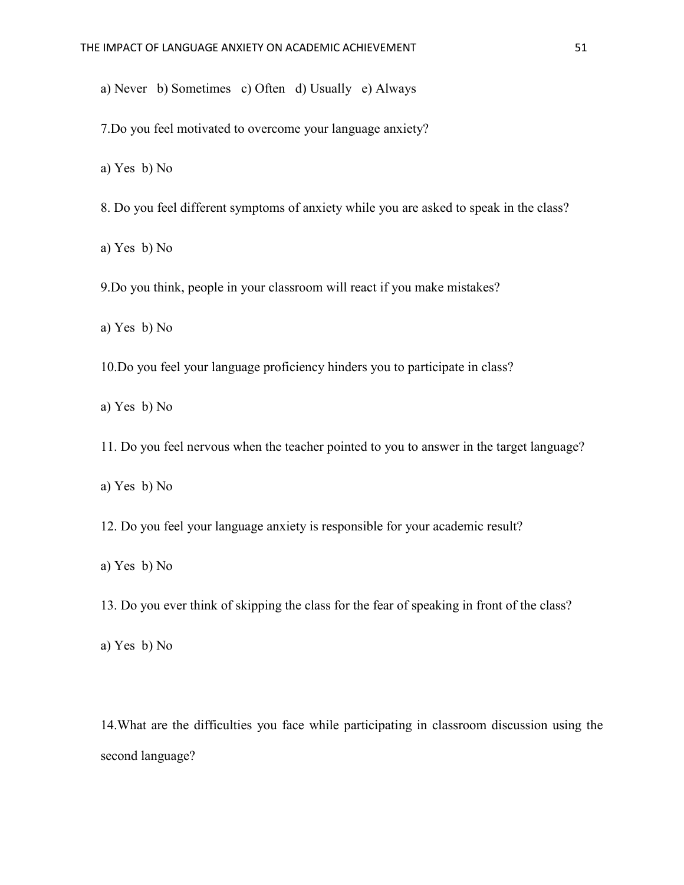a) Never b) Sometimes c) Often d) Usually e) Always

7.Do you feel motivated to overcome your language anxiety?

a) Yes b) No

8. Do you feel different symptoms of anxiety while you are asked to speak in the class?

a) Yes b) No

9.Do you think, people in your classroom will react if you make mistakes?

a) Yes b) No

10.Do you feel your language proficiency hinders you to participate in class?

a) Yes b) No

11. Do you feel nervous when the teacher pointed to you to answer in the target language?

a) Yes b) No

12. Do you feel your language anxiety is responsible for your academic result?

a) Yes b) No

13. Do you ever think of skipping the class for the fear of speaking in front of the class?

a) Yes b) No

14.What are the difficulties you face while participating in classroom discussion using the second language?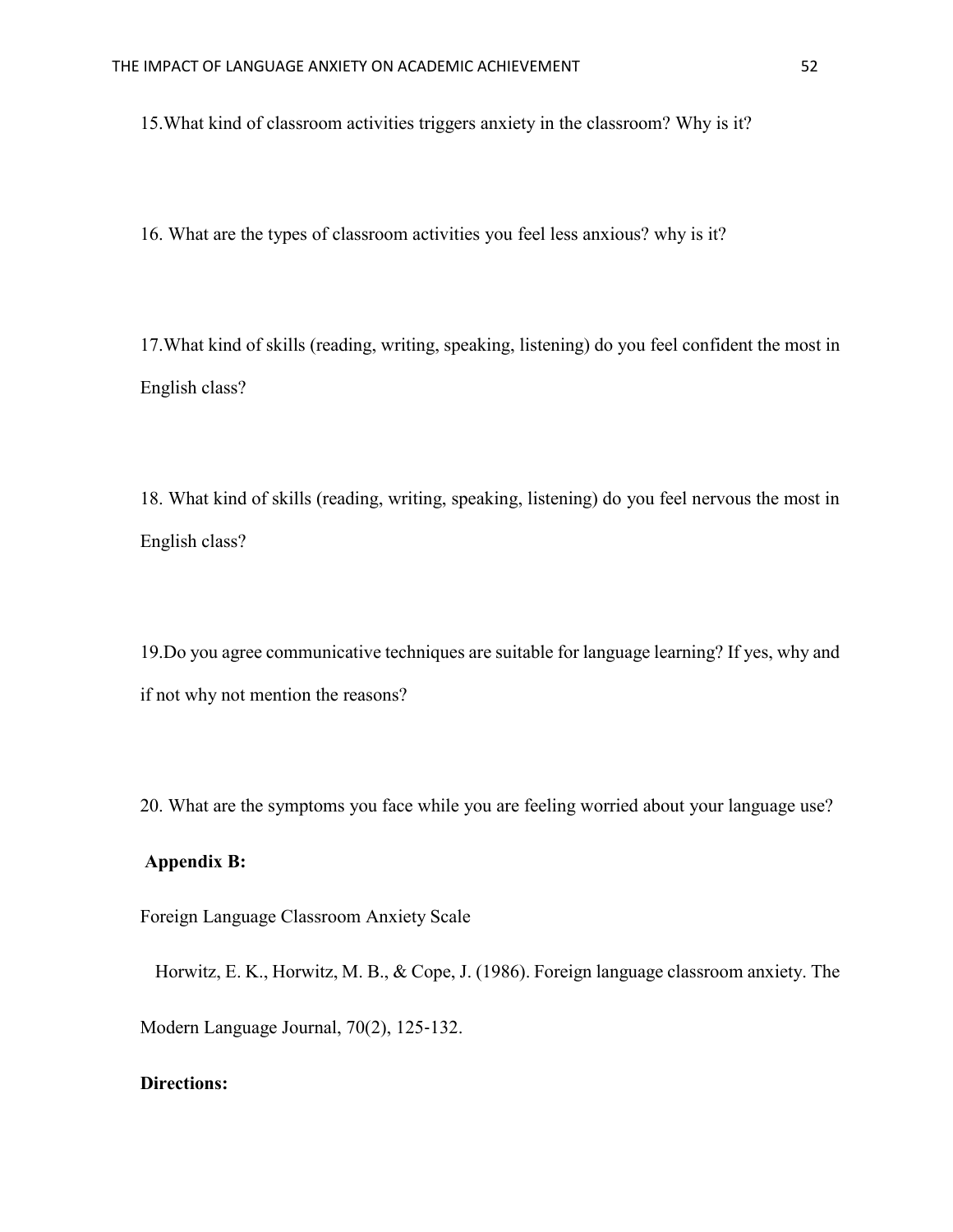15.What kind of classroom activities triggers anxiety in the classroom? Why is it?

16. What are the types of classroom activities you feel less anxious? why is it?

17.What kind of skills (reading, writing, speaking, listening) do you feel confident the most in English class?

18. What kind of skills (reading, writing, speaking, listening) do you feel nervous the most in English class?

19.Do you agree communicative techniques are suitable for language learning? If yes, why and if not why not mention the reasons?

20. What are the symptoms you face while you are feeling worried about your language use?

**Appendix B:**

Foreign Language Classroom Anxiety Scale

Horwitz, E. K., Horwitz, M. B., & Cope, J. (1986). Foreign language classroom anxiety. The Modern Language Journal, 70(2), 125-132.

**Directions:**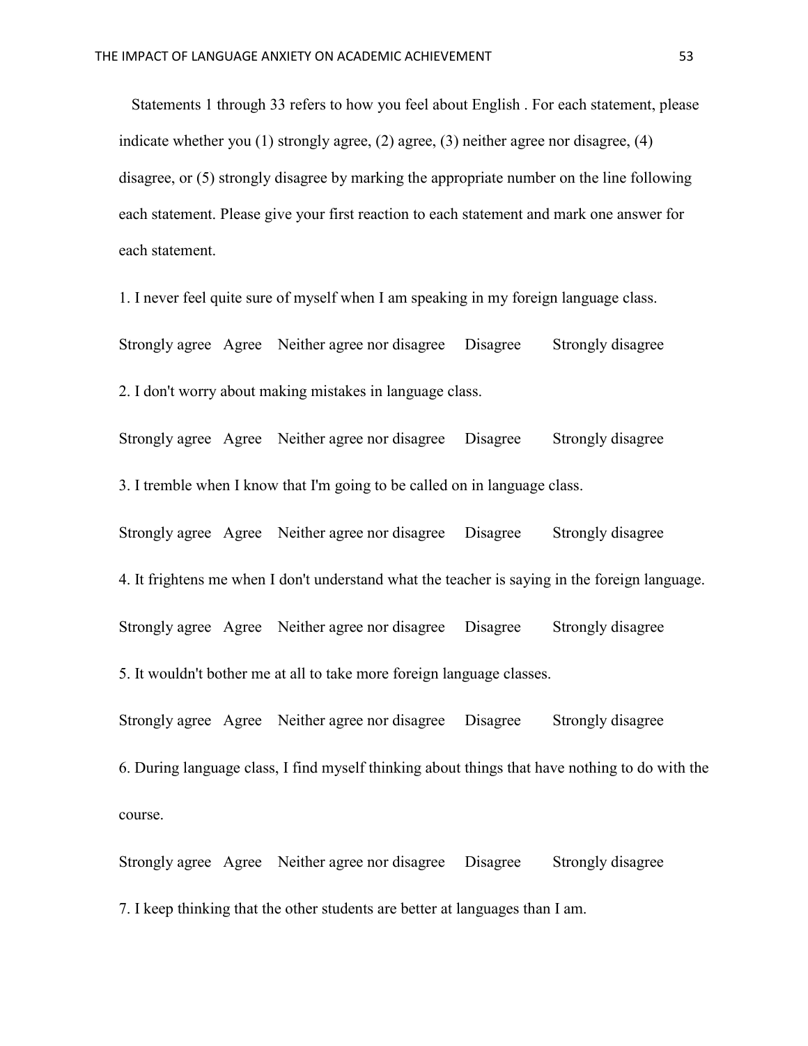Statements 1 through 33 refers to how you feel about English . For each statement, please indicate whether you (1) strongly agree, (2) agree, (3) neither agree nor disagree, (4) disagree, or (5) strongly disagree by marking the appropriate number on the line following each statement. Please give your first reaction to each statement and mark one answer for each statement.

1. I never feel quite sure of myself when I am speaking in my foreign language class.

Strongly agree   Agree   Neither agree nor disagree   Disagree   Strongly disagree

2. I don't worry about making mistakes in language class.

Strongly agree   Agree   Neither agree nor disagree   Disagree   Strongly disagree

3. I tremble when I know that I'm going to be called on in language class.

Strongly agree   Agree   Neither agree nor disagree   Disagree   Strongly disagree

4. It frightens me when I don't understand what the teacher is saying in the foreign language.

Strongly agree   Agree   Neither agree nor disagree   Disagree   Strongly disagree

5. It wouldn't bother me at all to take more foreign language classes.

Strongly agree   Agree   Neither agree nor disagree   Disagree   Strongly disagree

6. During language class, I find myself thinking about things that have nothing to do with the course.

Strongly agree   Agree   Neither agree nor disagree   Disagree   Strongly disagree

7. I keep thinking that the other students are better at languages than I am.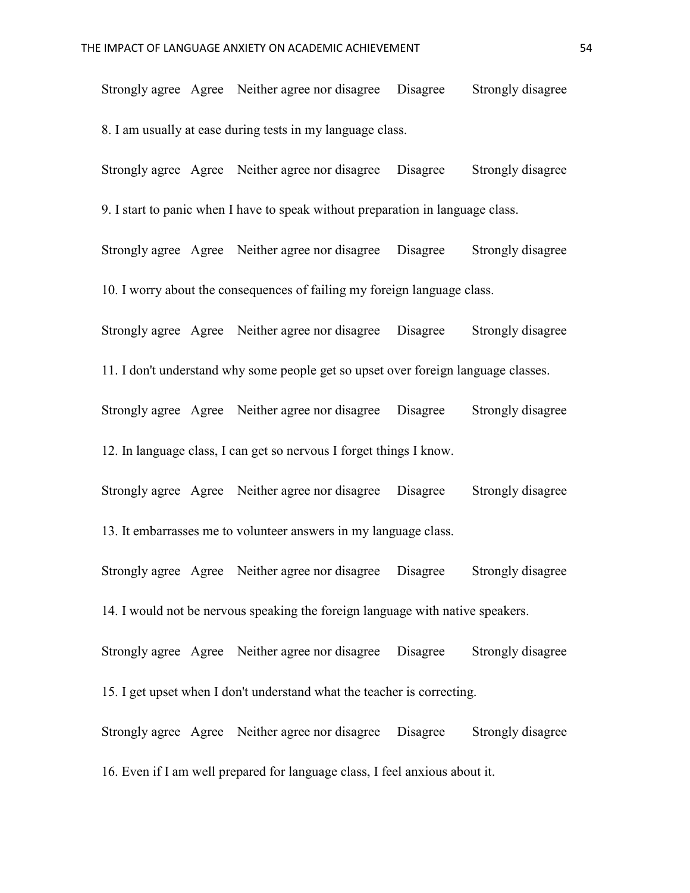Strongly agree   Agree   Neither agree nor disagree   Disagree   Strongly disagree

8. I am usually at ease during tests in my language class.

Strongly agree   Agree   Neither agree nor disagree   Disagree   Strongly disagree

9. I start to panic when I have to speak without preparation in language class.

Strongly agree   Agree   Neither agree nor disagree   Disagree   Strongly disagree

10. I worry about the consequences of failing my foreign language class.

Strongly agree   Agree   Neither agree nor disagree   Disagree   Strongly disagree

11. I don't understand why some people get so upset over foreign language classes.

Strongly agree   Agree   Neither agree nor disagree   Disagree   Strongly disagree

12. In language class, I can get so nervous I forget things I know.

Strongly agree   Agree   Neither agree nor disagree   Disagree   Strongly disagree

13. It embarrasses me to volunteer answers in my language class.

Strongly agree   Agree   Neither agree nor disagree   Disagree   Strongly disagree

14. I would not be nervous speaking the foreign language with native speakers.

Strongly agree   Agree   Neither agree nor disagree   Disagree   Strongly disagree

15. I get upset when I don't understand what the teacher is correcting.

Strongly agree   Agree   Neither agree nor disagree   Disagree   Strongly disagree

16. Even if I am well prepared for language class, I feel anxious about it.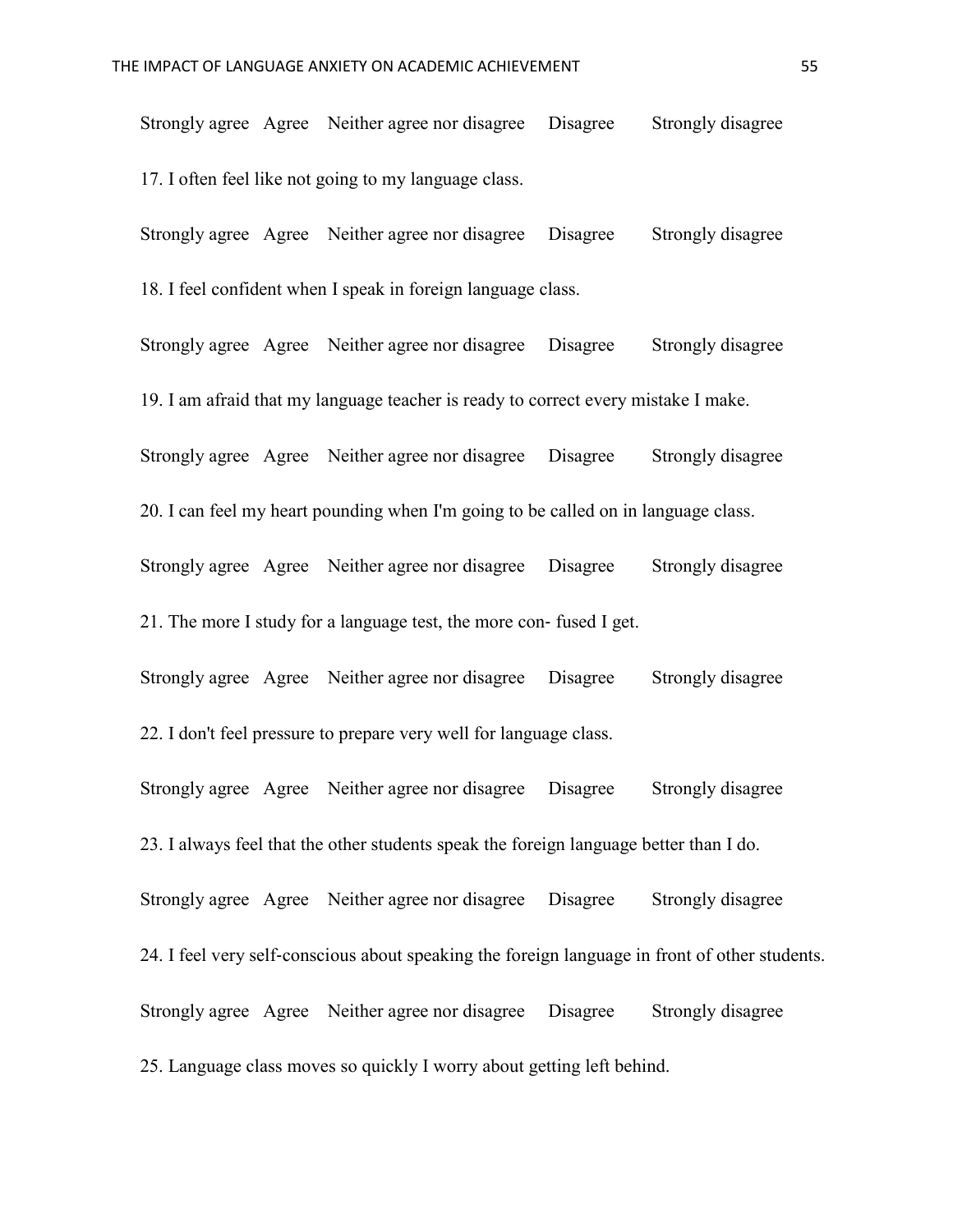Strongly agree Agree Neither agree nor disagree Disagree Strongly disagree

17. I often feel like not going to my language class.

Strongly agree Agree Neither agree nor disagree Disagree Strongly disagree

18. I feel confident when I speak in foreign language class.

Strongly agree Agree Neither agree nor disagree Disagree Strongly disagree

19. I am afraid that my language teacher is ready to correct every mistake I make.

Strongly agree Agree Neither agree nor disagree Disagree Strongly disagree

20. I can feel my heart pounding when I'm going to be called on in language class.

Strongly agree Agree Neither agree nor disagree Disagree Strongly disagree

21. The more I study for a language test, the more con- fused I get.

Strongly agree Agree Neither agree nor disagree Disagree Strongly disagree

22. I don't feel pressure to prepare very well for language class.

Strongly agree Agree Neither agree nor disagree Disagree Strongly disagree

23. I always feel that the other students speak the foreign language better than I do.

Strongly agree Agree Neither agree nor disagree Disagree Strongly disagree

24. I feel very self-conscious about speaking the foreign language in front of other students.

Strongly agree Agree Neither agree nor disagree Disagree Strongly disagree

25. Language class moves so quickly I worry about getting left behind.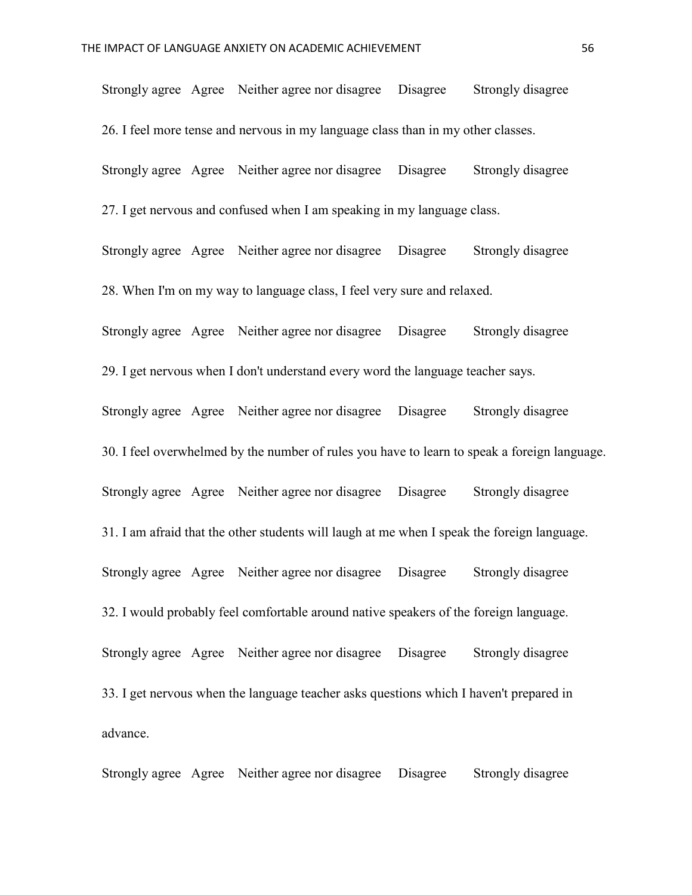Strongly agree   Agree   Neither agree nor disagree   Disagree   Strongly disagree

26. I feel more tense and nervous in my language class than in my other classes.

Strongly agree   Agree   Neither agree nor disagree   Disagree   Strongly disagree

27. I get nervous and confused when I am speaking in my language class.

Strongly agree   Agree   Neither agree nor disagree   Disagree   Strongly disagree

28. When I'm on my way to language class, I feel very sure and relaxed.

Strongly agree   Agree   Neither agree nor disagree   Disagree   Strongly disagree

29. I get nervous when I don't understand every word the language teacher says.

Strongly agree   Agree   Neither agree nor disagree   Disagree   Strongly disagree

30. I feel overwhelmed by the number of rules you have to learn to speak a foreign language.

Strongly agree   Agree   Neither agree nor disagree   Disagree   Strongly disagree

31. I am afraid that the other students will laugh at me when I speak the foreign language.

Strongly agree   Agree   Neither agree nor disagree   Disagree   Strongly disagree

32. I would probably feel comfortable around native speakers of the foreign language.

Strongly agree   Agree   Neither agree nor disagree   Disagree   Strongly disagree

33. I get nervous when the language teacher asks questions which I haven't prepared in advance.

Strongly agree   Agree   Neither agree nor disagree   Disagree   Strongly disagree